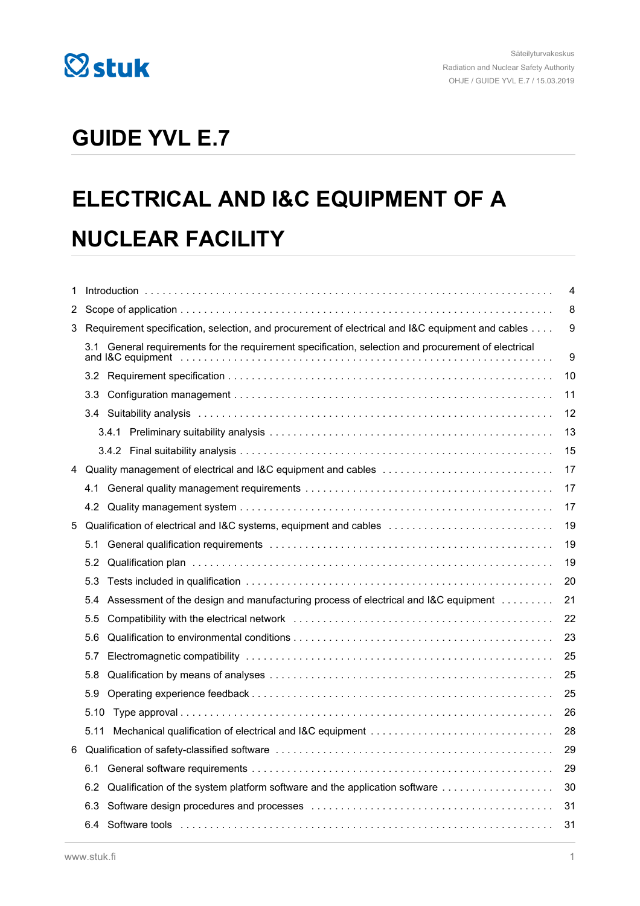Säteilyturvakeskus
Radiation and Nuclear Safety Authority
OHJE / GUIDE YVL E.7 / 15.03.2019

# GUIDE YVL E.7

# ELECTRICAL AND I&C EQUIPMENT OF A NUCLEAR FACILITY

| | |
|---|---|
| 1 Introduction | 4 |
| 2 Scope of application | 8 |
| 3 Requirement specification, selection, and procurement of electrical and I&C equipment and cables | 9 |
| 3.1 General requirements for the requirement specification, selection and procurement of electrical and I&C equipment | 9 |
| 3.2 Requirement specification | 10 |
| 3.3 Configuration management | 11 |
| 3.4 Suitability analysis | 12 |
| 3.4.1 Preliminary suitability analysis | 13 |
| 3.4.2 Final suitability analysis | 15 |
| 4 Quality management of electrical and I&C equipment and cables | 17 |
| 4.1 General quality management requirements | 17 |
| 4.2 Quality management system | 17 |
| 5 Qualification of electrical and I&C systems, equipment and cables | 19 |
| 5.1 General qualification requirements | 19 |
| 5.2 Qualification plan | 19 |
| 5.3 Tests included in qualification | 20 |
| 5.4 Assessment of the design and manufacturing process of electrical and I&C equipment | 21 |
| 5.5 Compatibility with the electrical network | 22 |
| 5.6 Qualification to environmental conditions | 23 |
| 5.7 Electromagnetic compatibility | 25 |
| 5.8 Qualification by means of analyses | 25 |
| 5.9 Operating experience feedback | 25 |
| 5.10 Type approval | 26 |
| 5.11 Mechanical qualification of electrical and I&C equipment | 28 |
| 6 Qualification of safety-classified software | 29 |
| 6.1 General software requirements | 29 |
| 6.2 Qualification of the system platform software and the application software | 30 |
| 6.3 Software design procedures and processes | 31 |
| 6.4 Software tools | 31 |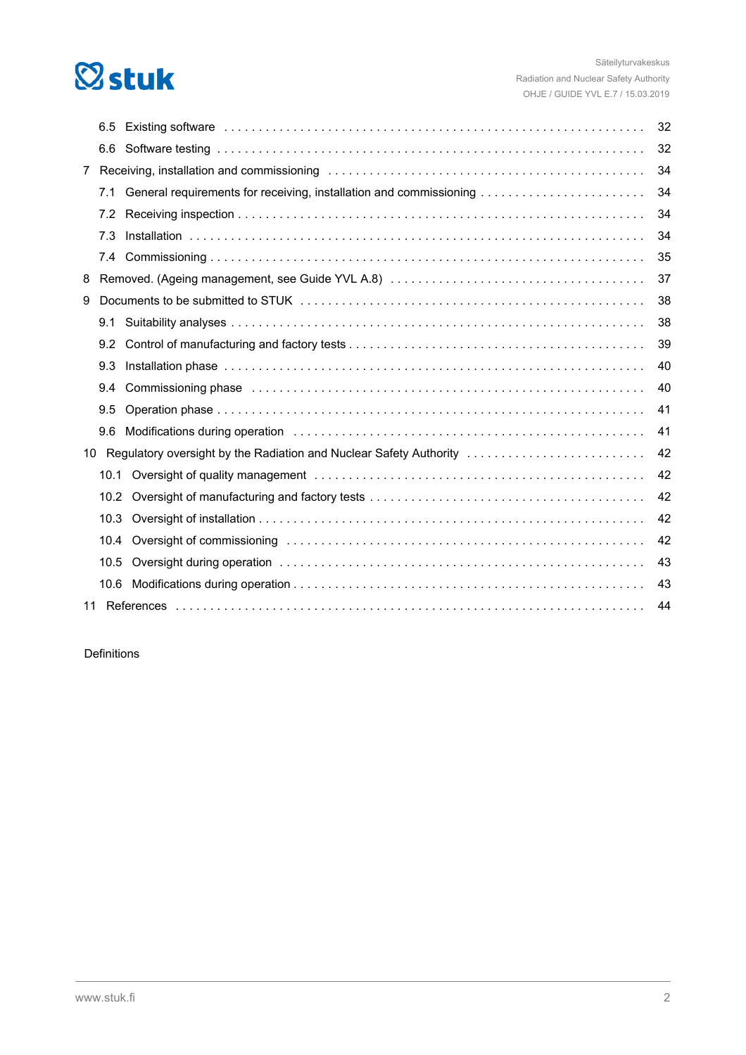6.5 Existing software . . . 32

6.6 Software testing . . . 32

7 Receiving, installation and commissioning . . . 34

7.1 General requirements for receiving, installation and commissioning . . . 34

7.2 Receiving inspection . . . 34

7.3 Installation . . . 34

7.4 Commissioning . . . 35

8 Removed. (Ageing management, see Guide YVL A.8) . . . 37

9 Documents to be submitted to STUK . . . 38

9.1 Suitability analyses . . . 38

9.2 Control of manufacturing and factory tests . . . 39

9.3 Installation phase . . . 40

9.4 Commissioning phase . . . 40

9.5 Operation phase . . . 41

9.6 Modifications during operation . . . 41

10 Regulatory oversight by the Radiation and Nuclear Safety Authority . . . 42

10.1 Oversight of quality management . . . 42

10.2 Oversight of manufacturing and factory tests . . . 42

10.3 Oversight of installation . . . 42

10.4 Oversight of commissioning . . . 42

10.5 Oversight during operation . . . 43

10.6 Modifications during operation . . . 43

11 References . . . 44

Definitions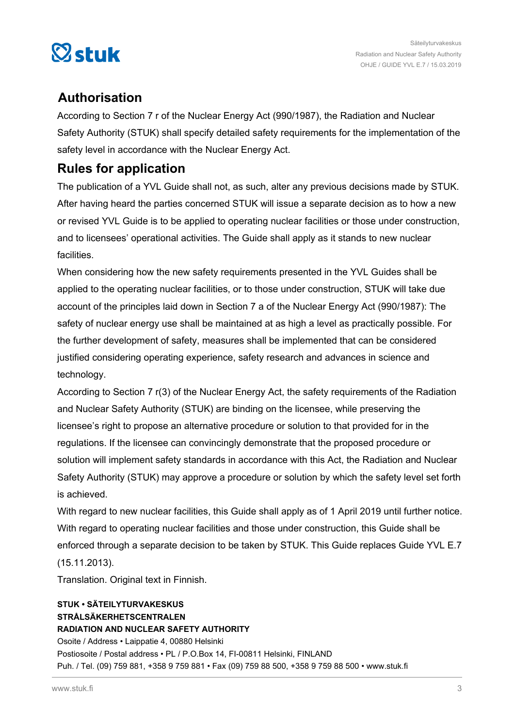## Authorisation

According to Section 7 r of the Nuclear Energy Act (990/1987), the Radiation and Nuclear Safety Authority (STUK) shall specify detailed safety requirements for the implementation of the safety level in accordance with the Nuclear Energy Act.

## Rules for application

The publication of a YVL Guide shall not, as such, alter any previous decisions made by STUK. After having heard the parties concerned STUK will issue a separate decision as to how a new or revised YVL Guide is to be applied to operating nuclear facilities or those under construction, and to licensees' operational activities. The Guide shall apply as it stands to new nuclear facilities.

When considering how the new safety requirements presented in the YVL Guides shall be applied to the operating nuclear facilities, or to those under construction, STUK will take due account of the principles laid down in Section 7 a of the Nuclear Energy Act (990/1987): The safety of nuclear energy use shall be maintained at as high a level as practically possible. For the further development of safety, measures shall be implemented that can be considered justified considering operating experience, safety research and advances in science and technology.

According to Section 7 r(3) of the Nuclear Energy Act, the safety requirements of the Radiation and Nuclear Safety Authority (STUK) are binding on the licensee, while preserving the licensee's right to propose an alternative procedure or solution to that provided for in the regulations. If the licensee can convincingly demonstrate that the proposed procedure or solution will implement safety standards in accordance with this Act, the Radiation and Nuclear Safety Authority (STUK) may approve a procedure or solution by which the safety level set forth is achieved.

With regard to new nuclear facilities, this Guide shall apply as of 1 April 2019 until further notice. With regard to operating nuclear facilities and those under construction, this Guide shall be enforced through a separate decision to be taken by STUK. This Guide replaces Guide YVL E.7 (15.11.2013).

Translation. Original text in Finnish.

**STUK • SÄTEILYTURVAKESKUS**
**STRÅLSÄKERHETSCENTRALEN**
**RADIATION AND NUCLEAR SAFETY AUTHORITY**
Osoite / Address • Laippatie 4, 00880 Helsinki
Postiosoite / Postal address • PL / P.O.Box 14, FI-00811 Helsinki, FINLAND
Puh. / Tel. (09) 759 881, +358 9 759 881 • Fax (09) 759 88 500, +358 9 759 88 500 • www.stuk.fi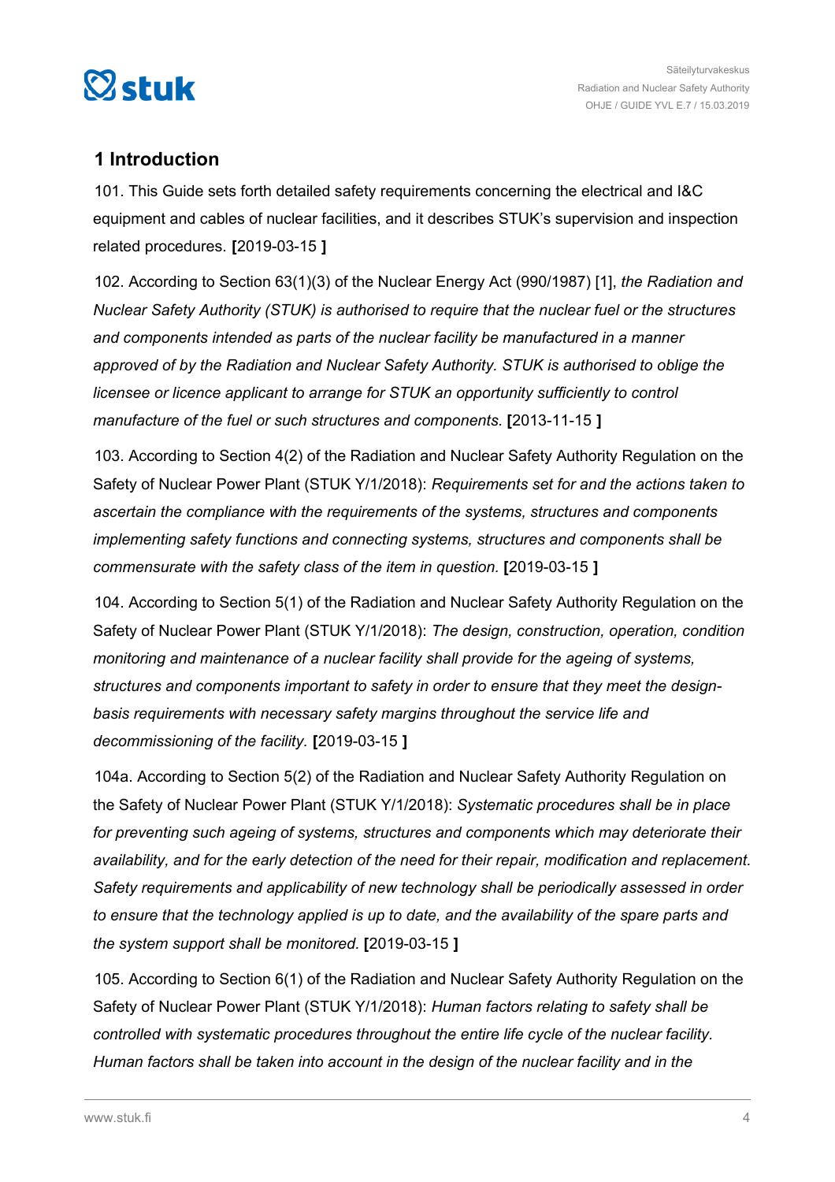## 1 Introduction

101. This Guide sets forth detailed safety requirements concerning the electrical and I&C equipment and cables of nuclear facilities, and it describes STUK's supervision and inspection related procedures. **[**2019-03-15 **]**

102. According to Section 63(1)(3) of the Nuclear Energy Act (990/1987) [1], *the Radiation and Nuclear Safety Authority (STUK) is authorised to require that the nuclear fuel or the structures and components intended as parts of the nuclear facility be manufactured in a manner approved of by the Radiation and Nuclear Safety Authority. STUK is authorised to oblige the licensee or licence applicant to arrange for STUK an opportunity sufficiently to control manufacture of the fuel or such structures and components.* **[**2013-11-15 **]**

103. According to Section 4(2) of the Radiation and Nuclear Safety Authority Regulation on the Safety of Nuclear Power Plant (STUK Y/1/2018): *Requirements set for and the actions taken to ascertain the compliance with the requirements of the systems, structures and components implementing safety functions and connecting systems, structures and components shall be commensurate with the safety class of the item in question.* **[**2019-03-15 **]**

104. According to Section 5(1) of the Radiation and Nuclear Safety Authority Regulation on the Safety of Nuclear Power Plant (STUK Y/1/2018): *The design, construction, operation, condition monitoring and maintenance of a nuclear facility shall provide for the ageing of systems, structures and components important to safety in order to ensure that they meet the design-basis requirements with necessary safety margins throughout the service life and decommissioning of the facility.* **[**2019-03-15 **]**

104a. According to Section 5(2) of the Radiation and Nuclear Safety Authority Regulation on the Safety of Nuclear Power Plant (STUK Y/1/2018): *Systematic procedures shall be in place for preventing such ageing of systems, structures and components which may deteriorate their availability, and for the early detection of the need for their repair, modification and replacement. Safety requirements and applicability of new technology shall be periodically assessed in order to ensure that the technology applied is up to date, and the availability of the spare parts and the system support shall be monitored.* **[**2019-03-15 **]**

105. According to Section 6(1) of the Radiation and Nuclear Safety Authority Regulation on the Safety of Nuclear Power Plant (STUK Y/1/2018): *Human factors relating to safety shall be controlled with systematic procedures throughout the entire life cycle of the nuclear facility. Human factors shall be taken into account in the design of the nuclear facility and in the*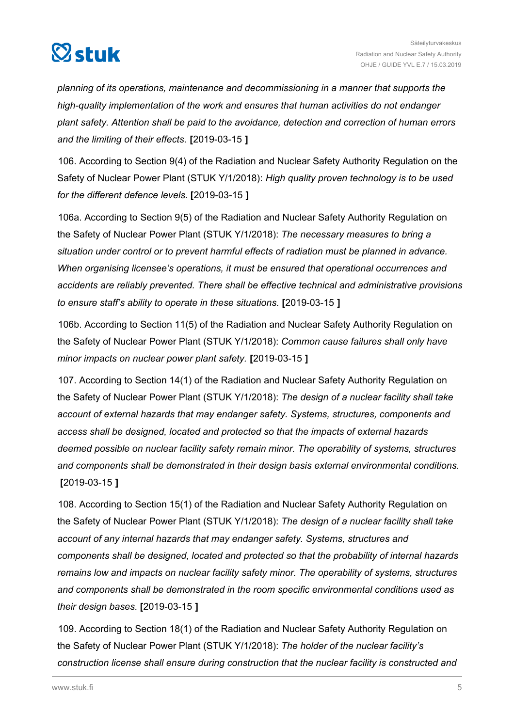*planning of its operations, maintenance and decommissioning in a manner that supports the high-quality implementation of the work and ensures that human activities do not endanger plant safety. Attention shall be paid to the avoidance, detection and correction of human errors and the limiting of their effects.* **[**2019-03-15 **]**

106. According to Section 9(4) of the Radiation and Nuclear Safety Authority Regulation on the Safety of Nuclear Power Plant (STUK Y/1/2018): *High quality proven technology is to be used for the different defence levels.* **[**2019-03-15 **]**

106a. According to Section 9(5) of the Radiation and Nuclear Safety Authority Regulation on the Safety of Nuclear Power Plant (STUK Y/1/2018): *The necessary measures to bring a situation under control or to prevent harmful effects of radiation must be planned in advance. When organising licensee's operations, it must be ensured that operational occurrences and accidents are reliably prevented. There shall be effective technical and administrative provisions to ensure staff's ability to operate in these situations.* **[**2019-03-15 **]**

106b. According to Section 11(5) of the Radiation and Nuclear Safety Authority Regulation on the Safety of Nuclear Power Plant (STUK Y/1/2018): *Common cause failures shall only have minor impacts on nuclear power plant safety.* **[**2019-03-15 **]**

107. According to Section 14(1) of the Radiation and Nuclear Safety Authority Regulation on the Safety of Nuclear Power Plant (STUK Y/1/2018): *The design of a nuclear facility shall take account of external hazards that may endanger safety. Systems, structures, components and access shall be designed, located and protected so that the impacts of external hazards deemed possible on nuclear facility safety remain minor. The operability of systems, structures and components shall be demonstrated in their design basis external environmental conditions.* **[**2019-03-15 **]**

108. According to Section 15(1) of the Radiation and Nuclear Safety Authority Regulation on the Safety of Nuclear Power Plant (STUK Y/1/2018): *The design of a nuclear facility shall take account of any internal hazards that may endanger safety. Systems, structures and components shall be designed, located and protected so that the probability of internal hazards remains low and impacts on nuclear facility safety minor. The operability of systems, structures and components shall be demonstrated in the room specific environmental conditions used as their design bases.* **[**2019-03-15 **]**

109. According to Section 18(1) of the Radiation and Nuclear Safety Authority Regulation on the Safety of Nuclear Power Plant (STUK Y/1/2018): *The holder of the nuclear facility's construction license shall ensure during construction that the nuclear facility is constructed and*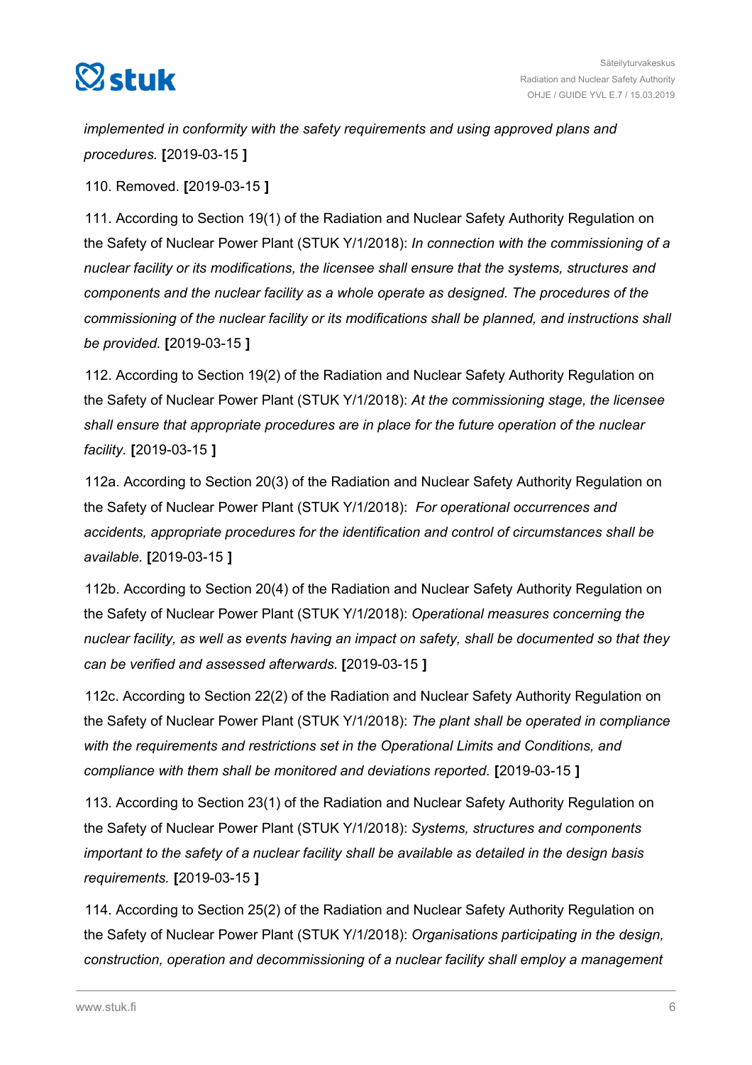*implemented in conformity with the safety requirements and using approved plans and procedures.* **[**2019-03-15 **]**

110. Removed. **[**2019-03-15 **]**

111. According to Section 19(1) of the Radiation and Nuclear Safety Authority Regulation on the Safety of Nuclear Power Plant (STUK Y/1/2018): *In connection with the commissioning of a nuclear facility or its modifications, the licensee shall ensure that the systems, structures and components and the nuclear facility as a whole operate as designed. The procedures of the commissioning of the nuclear facility or its modifications shall be planned, and instructions shall be provided.* **[**2019-03-15 **]**

112. According to Section 19(2) of the Radiation and Nuclear Safety Authority Regulation on the Safety of Nuclear Power Plant (STUK Y/1/2018): *At the commissioning stage, the licensee shall ensure that appropriate procedures are in place for the future operation of the nuclear facility.* **[**2019-03-15 **]**

112a. According to Section 20(3) of the Radiation and Nuclear Safety Authority Regulation on the Safety of Nuclear Power Plant (STUK Y/1/2018): *For operational occurrences and accidents, appropriate procedures for the identification and control of circumstances shall be available.* **[**2019-03-15 **]**

112b. According to Section 20(4) of the Radiation and Nuclear Safety Authority Regulation on the Safety of Nuclear Power Plant (STUK Y/1/2018): *Operational measures concerning the nuclear facility, as well as events having an impact on safety, shall be documented so that they can be verified and assessed afterwards.* **[**2019-03-15 **]**

112c. According to Section 22(2) of the Radiation and Nuclear Safety Authority Regulation on the Safety of Nuclear Power Plant (STUK Y/1/2018): *The plant shall be operated in compliance with the requirements and restrictions set in the Operational Limits and Conditions, and compliance with them shall be monitored and deviations reported.* **[**2019-03-15 **]**

113. According to Section 23(1) of the Radiation and Nuclear Safety Authority Regulation on the Safety of Nuclear Power Plant (STUK Y/1/2018): *Systems, structures and components important to the safety of a nuclear facility shall be available as detailed in the design basis requirements.* **[**2019-03-15 **]**

114. According to Section 25(2) of the Radiation and Nuclear Safety Authority Regulation on the Safety of Nuclear Power Plant (STUK Y/1/2018): *Organisations participating in the design, construction, operation and decommissioning of a nuclear facility shall employ a management*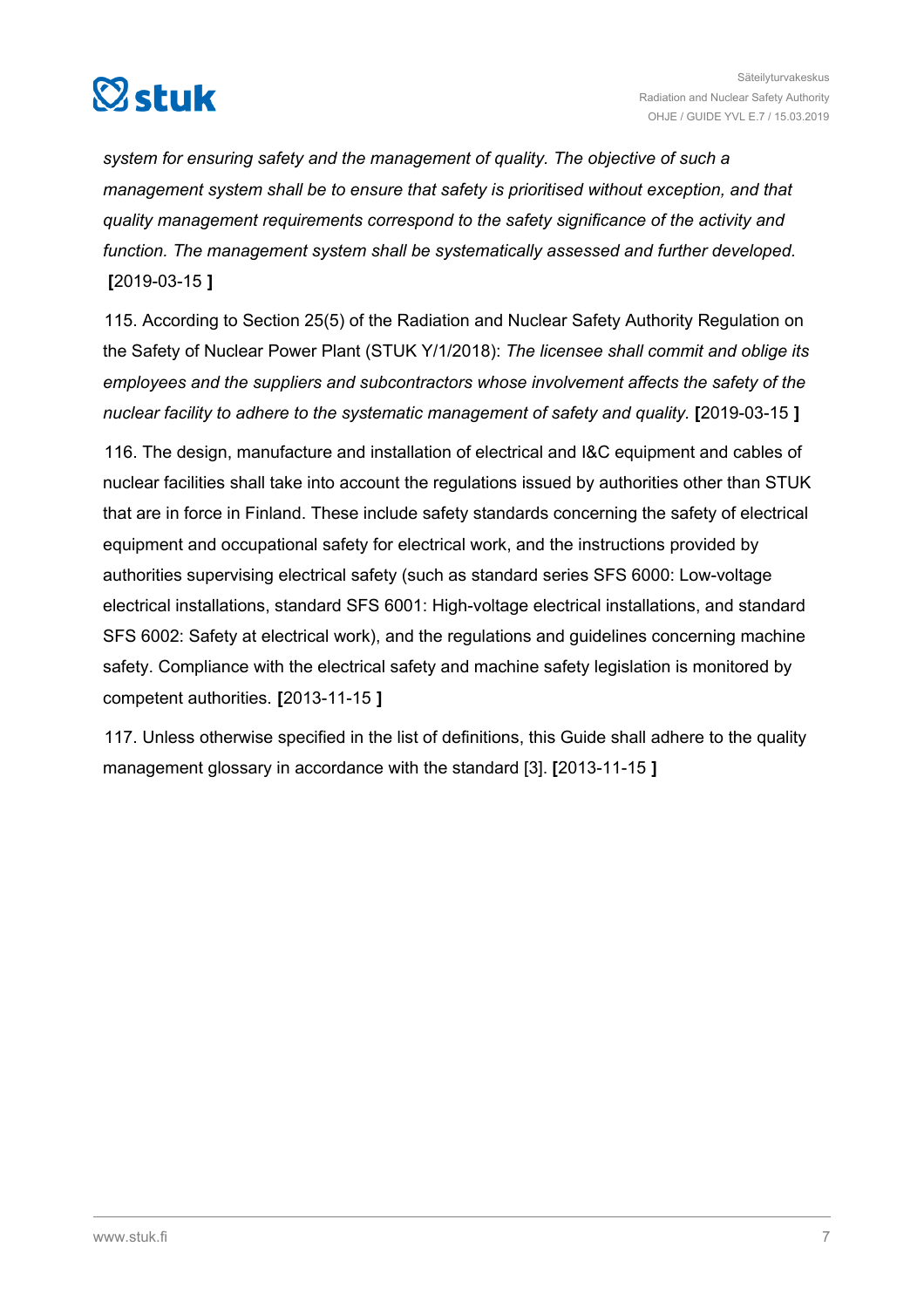*system for ensuring safety and the management of quality. The objective of such a management system shall be to ensure that safety is prioritised without exception, and that quality management requirements correspond to the safety significance of the activity and function. The management system shall be systematically assessed and further developed.* **[**2019-03-15 **]**

115. According to Section 25(5) of the Radiation and Nuclear Safety Authority Regulation on the Safety of Nuclear Power Plant (STUK Y/1/2018): *The licensee shall commit and oblige its employees and the suppliers and subcontractors whose involvement affects the safety of the nuclear facility to adhere to the systematic management of safety and quality.* **[**2019-03-15 **]**

116. The design, manufacture and installation of electrical and I&C equipment and cables of nuclear facilities shall take into account the regulations issued by authorities other than STUK that are in force in Finland. These include safety standards concerning the safety of electrical equipment and occupational safety for electrical work, and the instructions provided by authorities supervising electrical safety (such as standard series SFS 6000: Low-voltage electrical installations, standard SFS 6001: High-voltage electrical installations, and standard SFS 6002: Safety at electrical work), and the regulations and guidelines concerning machine safety. Compliance with the electrical safety and machine safety legislation is monitored by competent authorities. **[**2013-11-15 **]**

117. Unless otherwise specified in the list of definitions, this Guide shall adhere to the quality management glossary in accordance with the standard [3]. **[**2013-11-15 **]**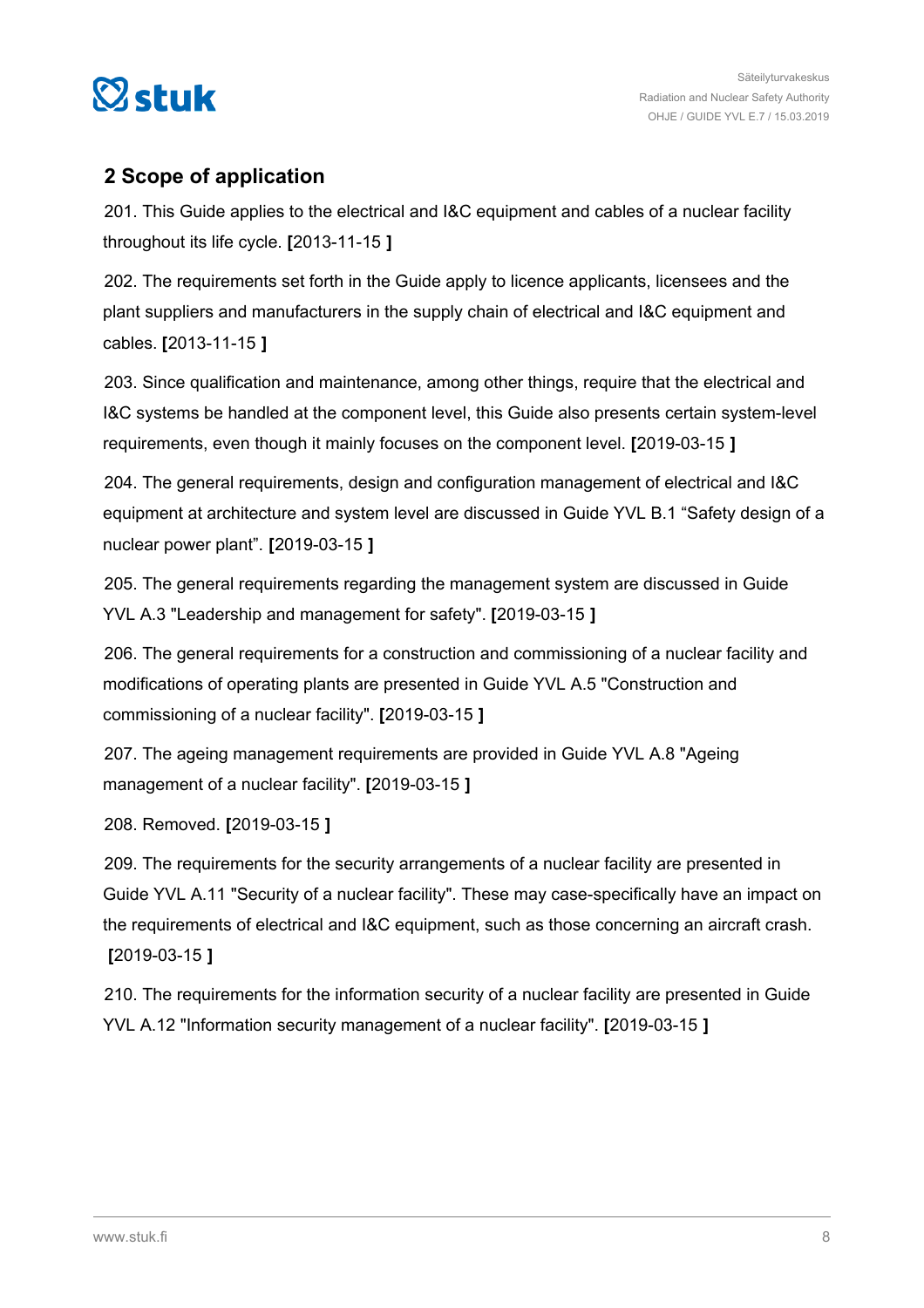## 2 Scope of application

201. This Guide applies to the electrical and I&C equipment and cables of a nuclear facility throughout its life cycle. **[**2013-11-15 **]**

202. The requirements set forth in the Guide apply to licence applicants, licensees and the plant suppliers and manufacturers in the supply chain of electrical and I&C equipment and cables. **[**2013-11-15 **]**

203. Since qualification and maintenance, among other things, require that the electrical and I&C systems be handled at the component level, this Guide also presents certain system-level requirements, even though it mainly focuses on the component level. **[**2019-03-15 **]**

204. The general requirements, design and configuration management of electrical and I&C equipment at architecture and system level are discussed in Guide YVL B.1 “Safety design of a nuclear power plant”. **[**2019-03-15 **]**

205. The general requirements regarding the management system are discussed in Guide YVL A.3 "Leadership and management for safety". **[**2019-03-15 **]**

206. The general requirements for a construction and commissioning of a nuclear facility and modifications of operating plants are presented in Guide YVL A.5 "Construction and commissioning of a nuclear facility". **[**2019-03-15 **]**

207. The ageing management requirements are provided in Guide YVL A.8 "Ageing management of a nuclear facility". **[**2019-03-15 **]**

208. Removed. **[**2019-03-15 **]**

209. The requirements for the security arrangements of a nuclear facility are presented in Guide YVL A.11 "Security of a nuclear facility". These may case-specifically have an impact on the requirements of electrical and I&C equipment, such as those concerning an aircraft crash. **[**2019-03-15 **]**

210. The requirements for the information security of a nuclear facility are presented in Guide YVL A.12 "Information security management of a nuclear facility". **[**2019-03-15 **]**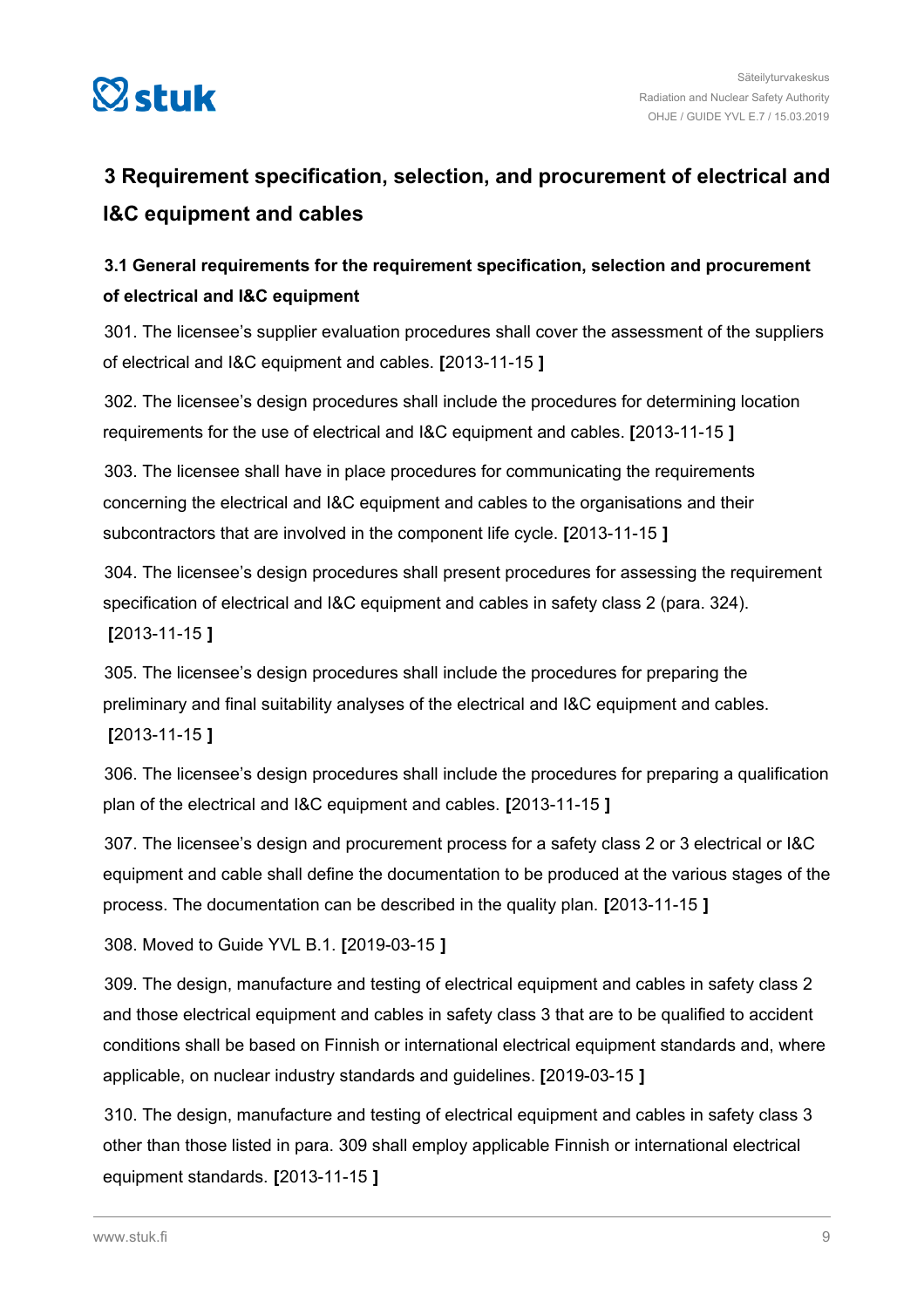## 3 Requirement specification, selection, and procurement of electrical and I&C equipment and cables

### 3.1 General requirements for the requirement specification, selection and procurement of electrical and I&C equipment

301. The licensee's supplier evaluation procedures shall cover the assessment of the suppliers of electrical and I&C equipment and cables. **[**2013-11-15 **]**

302. The licensee's design procedures shall include the procedures for determining location requirements for the use of electrical and I&C equipment and cables. **[**2013-11-15 **]**

303. The licensee shall have in place procedures for communicating the requirements concerning the electrical and I&C equipment and cables to the organisations and their subcontractors that are involved in the component life cycle. **[**2013-11-15 **]**

304. The licensee's design procedures shall present procedures for assessing the requirement specification of electrical and I&C equipment and cables in safety class 2 (para. 324). **[**2013-11-15 **]**

305. The licensee's design procedures shall include the procedures for preparing the preliminary and final suitability analyses of the electrical and I&C equipment and cables. **[**2013-11-15 **]**

306. The licensee's design procedures shall include the procedures for preparing a qualification plan of the electrical and I&C equipment and cables. **[**2013-11-15 **]**

307. The licensee's design and procurement process for a safety class 2 or 3 electrical or I&C equipment and cable shall define the documentation to be produced at the various stages of the process. The documentation can be described in the quality plan. **[**2013-11-15 **]**

308. Moved to Guide YVL B.1. **[**2019-03-15 **]**

309. The design, manufacture and testing of electrical equipment and cables in safety class 2 and those electrical equipment and cables in safety class 3 that are to be qualified to accident conditions shall be based on Finnish or international electrical equipment standards and, where applicable, on nuclear industry standards and guidelines. **[**2019-03-15 **]**

310. The design, manufacture and testing of electrical equipment and cables in safety class 3 other than those listed in para. 309 shall employ applicable Finnish or international electrical equipment standards. **[**2013-11-15 **]**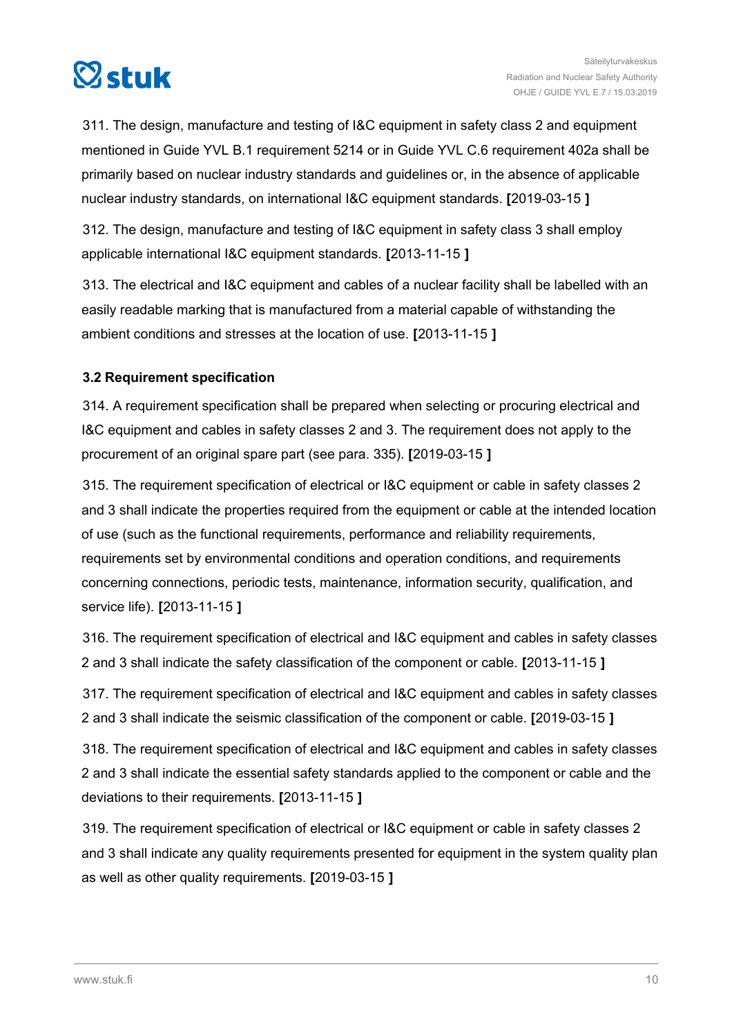311. The design, manufacture and testing of I&C equipment in safety class 2 and equipment mentioned in Guide YVL B.1 requirement 5214 or in Guide YVL C.6 requirement 402a shall be primarily based on nuclear industry standards and guidelines or, in the absence of applicable nuclear industry standards, on international I&C equipment standards. **[**2019-03-15 **]**

312. The design, manufacture and testing of I&C equipment in safety class 3 shall employ applicable international I&C equipment standards. **[**2013-11-15 **]**

313. The electrical and I&C equipment and cables of a nuclear facility shall be labelled with an easily readable marking that is manufactured from a material capable of withstanding the ambient conditions and stresses at the location of use. **[**2013-11-15 **]**

### 3.2 Requirement specification

314. A requirement specification shall be prepared when selecting or procuring electrical and I&C equipment and cables in safety classes 2 and 3. The requirement does not apply to the procurement of an original spare part (see para. 335). **[**2019-03-15 **]**

315. The requirement specification of electrical or I&C equipment or cable in safety classes 2 and 3 shall indicate the properties required from the equipment or cable at the intended location of use (such as the functional requirements, performance and reliability requirements, requirements set by environmental conditions and operation conditions, and requirements concerning connections, periodic tests, maintenance, information security, qualification, and service life). **[**2013-11-15 **]**

316. The requirement specification of electrical and I&C equipment and cables in safety classes 2 and 3 shall indicate the safety classification of the component or cable. **[**2013-11-15 **]**

317. The requirement specification of electrical and I&C equipment and cables in safety classes 2 and 3 shall indicate the seismic classification of the component or cable. **[**2019-03-15 **]**

318. The requirement specification of electrical and I&C equipment and cables in safety classes 2 and 3 shall indicate the essential safety standards applied to the component or cable and the deviations to their requirements. **[**2013-11-15 **]**

319. The requirement specification of electrical or I&C equipment or cable in safety classes 2 and 3 shall indicate any quality requirements presented for equipment in the system quality plan as well as other quality requirements. **[**2019-03-15 **]**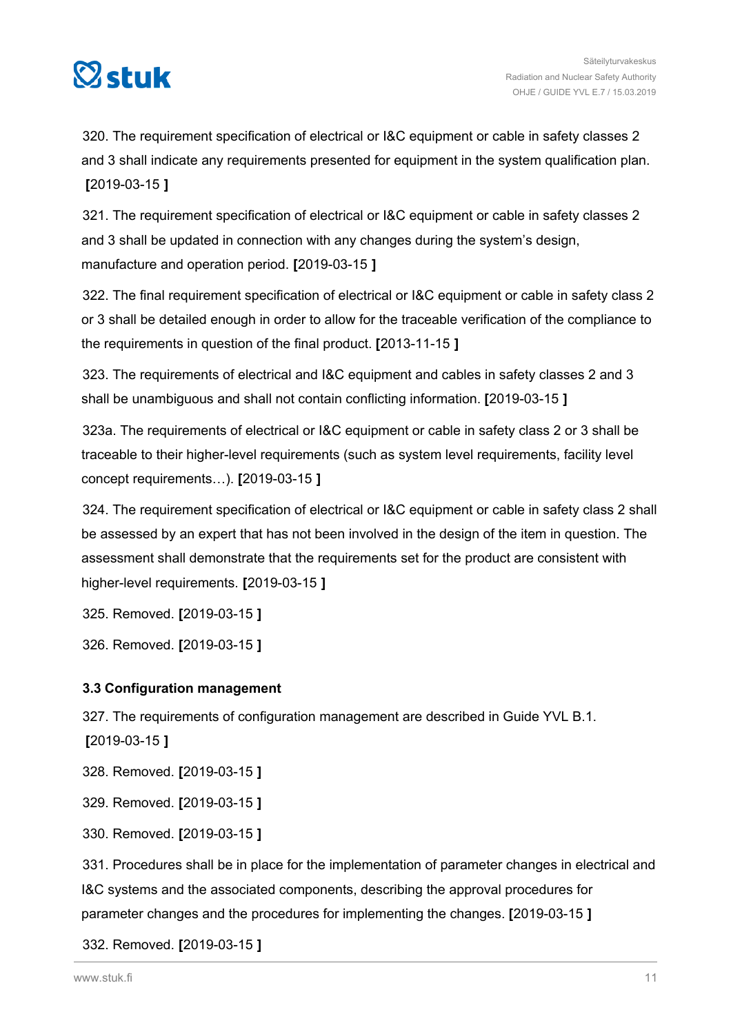320. The requirement specification of electrical or I&C equipment or cable in safety classes 2 and 3 shall indicate any requirements presented for equipment in the system qualification plan. **[**2019-03-15 **]**

321. The requirement specification of electrical or I&C equipment or cable in safety classes 2 and 3 shall be updated in connection with any changes during the system's design, manufacture and operation period. **[**2019-03-15 **]**

322. The final requirement specification of electrical or I&C equipment or cable in safety class 2 or 3 shall be detailed enough in order to allow for the traceable verification of the compliance to the requirements in question of the final product. **[**2013-11-15 **]**

323. The requirements of electrical and I&C equipment and cables in safety classes 2 and 3 shall be unambiguous and shall not contain conflicting information. **[**2019-03-15 **]**

323a. The requirements of electrical or I&C equipment or cable in safety class 2 or 3 shall be traceable to their higher-level requirements (such as system level requirements, facility level concept requirements…). **[**2019-03-15 **]**

324. The requirement specification of electrical or I&C equipment or cable in safety class 2 shall be assessed by an expert that has not been involved in the design of the item in question. The assessment shall demonstrate that the requirements set for the product are consistent with higher-level requirements. **[**2019-03-15 **]**

325. Removed. **[**2019-03-15 **]**

326. Removed. **[**2019-03-15 **]**

### 3.3 Configuration management

327. The requirements of configuration management are described in Guide YVL B.1. **[**2019-03-15 **]**

328. Removed. **[**2019-03-15 **]**

329. Removed. **[**2019-03-15 **]**

330. Removed. **[**2019-03-15 **]**

331. Procedures shall be in place for the implementation of parameter changes in electrical and I&C systems and the associated components, describing the approval procedures for parameter changes and the procedures for implementing the changes. **[**2019-03-15 **]**

332. Removed. **[**2019-03-15 **]**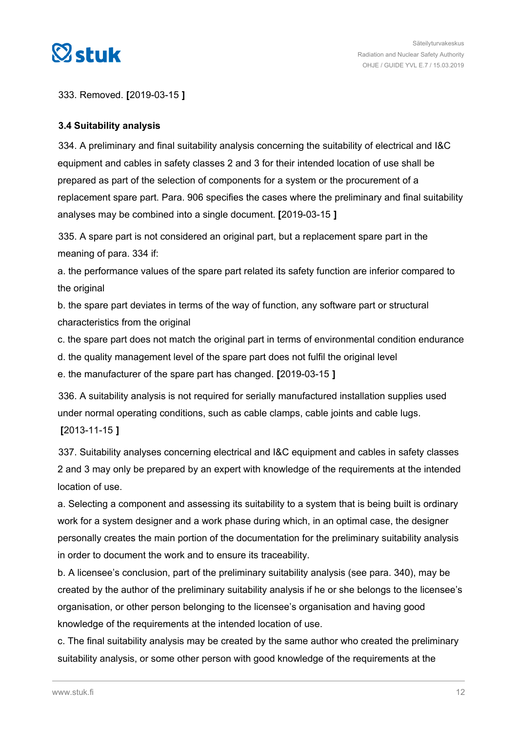333. Removed. **[**2019-03-15 **]**

### 3.4 Suitability analysis

334. A preliminary and final suitability analysis concerning the suitability of electrical and I&C equipment and cables in safety classes 2 and 3 for their intended location of use shall be prepared as part of the selection of components for a system or the procurement of a replacement spare part. Para. 906 specifies the cases where the preliminary and final suitability analyses may be combined into a single document. **[**2019-03-15 **]**

335. A spare part is not considered an original part, but a replacement spare part in the meaning of para. 334 if:

a. the performance values of the spare part related its safety function are inferior compared to the original

b. the spare part deviates in terms of the way of function, any software part or structural characteristics from the original

c. the spare part does not match the original part in terms of environmental condition endurance

d. the quality management level of the spare part does not fulfil the original level

e. the manufacturer of the spare part has changed. **[**2019-03-15 **]**

336. A suitability analysis is not required for serially manufactured installation supplies used under normal operating conditions, such as cable clamps, cable joints and cable lugs. **[**2013-11-15 **]**

337. Suitability analyses concerning electrical and I&C equipment and cables in safety classes 2 and 3 may only be prepared by an expert with knowledge of the requirements at the intended location of use.

a. Selecting a component and assessing its suitability to a system that is being built is ordinary work for a system designer and a work phase during which, in an optimal case, the designer personally creates the main portion of the documentation for the preliminary suitability analysis in order to document the work and to ensure its traceability.

b. A licensee's conclusion, part of the preliminary suitability analysis (see para. 340), may be created by the author of the preliminary suitability analysis if he or she belongs to the licensee's organisation, or other person belonging to the licensee's organisation and having good knowledge of the requirements at the intended location of use.

c. The final suitability analysis may be created by the same author who created the preliminary suitability analysis, or some other person with good knowledge of the requirements at the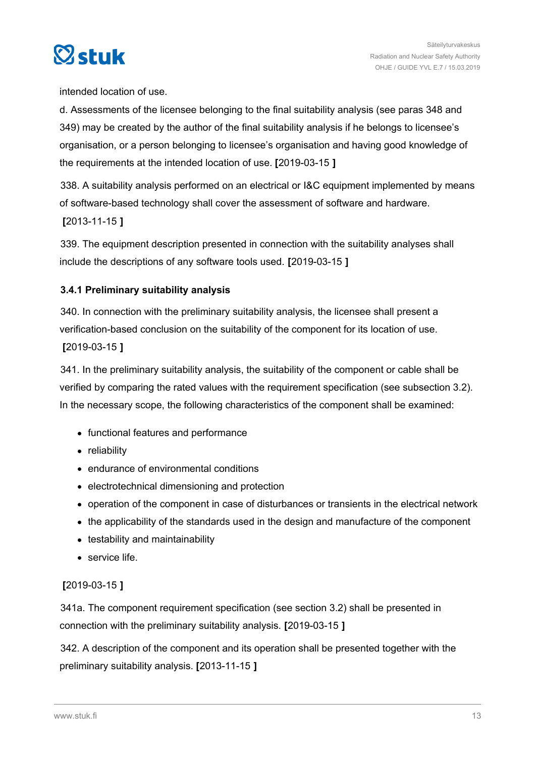intended location of use.

d. Assessments of the licensee belonging to the final suitability analysis (see paras 348 and 349) may be created by the author of the final suitability analysis if he belongs to licensee's organisation, or a person belonging to licensee's organisation and having good knowledge of the requirements at the intended location of use. **[**2019-03-15 **]**

338. A suitability analysis performed on an electrical or I&C equipment implemented by means of software-based technology shall cover the assessment of software and hardware. **[**2013-11-15 **]**

339. The equipment description presented in connection with the suitability analyses shall include the descriptions of any software tools used. **[**2019-03-15 **]**

### 3.4.1 Preliminary suitability analysis

340. In connection with the preliminary suitability analysis, the licensee shall present a verification-based conclusion on the suitability of the component for its location of use. **[**2019-03-15 **]**

341. In the preliminary suitability analysis, the suitability of the component or cable shall be verified by comparing the rated values with the requirement specification (see subsection 3.2). In the necessary scope, the following characteristics of the component shall be examined:

- functional features and performance
- reliability
- endurance of environmental conditions
- electrotechnical dimensioning and protection
- operation of the component in case of disturbances or transients in the electrical network
- the applicability of the standards used in the design and manufacture of the component
- testability and maintainability
- service life.

**[**2019-03-15 **]**

341a. The component requirement specification (see section 3.2) shall be presented in connection with the preliminary suitability analysis. **[**2019-03-15 **]**

342. A description of the component and its operation shall be presented together with the preliminary suitability analysis. **[**2013-11-15 **]**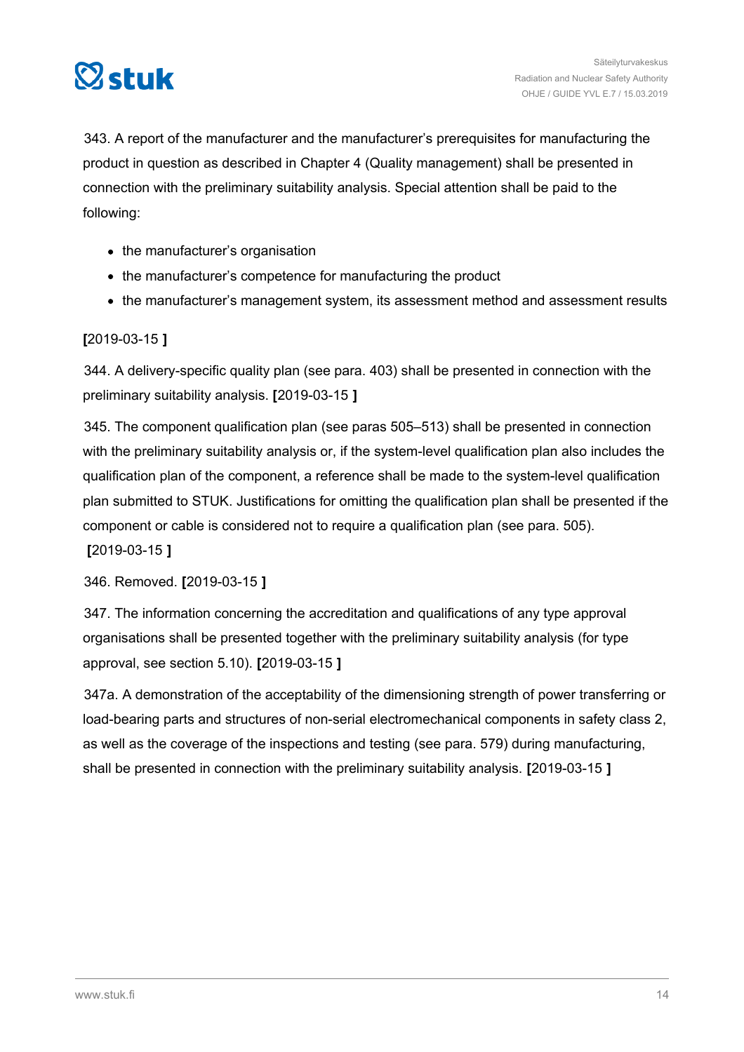343. A report of the manufacturer and the manufacturer’s prerequisites for manufacturing the product in question as described in Chapter 4 (Quality management) shall be presented in connection with the preliminary suitability analysis. Special attention shall be paid to the following:

- the manufacturer’s organisation
- the manufacturer’s competence for manufacturing the product
- the manufacturer’s management system, its assessment method and assessment results

**[**2019-03-15 **]**

344. A delivery-specific quality plan (see para. 403) shall be presented in connection with the preliminary suitability analysis. **[**2019-03-15 **]**

345. The component qualification plan (see paras 505–513) shall be presented in connection with the preliminary suitability analysis or, if the system-level qualification plan also includes the qualification plan of the component, a reference shall be made to the system-level qualification plan submitted to STUK. Justifications for omitting the qualification plan shall be presented if the component or cable is considered not to require a qualification plan (see para. 505). **[**2019-03-15 **]**

346. Removed. **[**2019-03-15 **]**

347. The information concerning the accreditation and qualifications of any type approval organisations shall be presented together with the preliminary suitability analysis (for type approval, see section 5.10). **[**2019-03-15 **]**

347a. A demonstration of the acceptability of the dimensioning strength of power transferring or load-bearing parts and structures of non-serial electromechanical components in safety class 2, as well as the coverage of the inspections and testing (see para. 579) during manufacturing, shall be presented in connection with the preliminary suitability analysis. **[**2019-03-15 **]**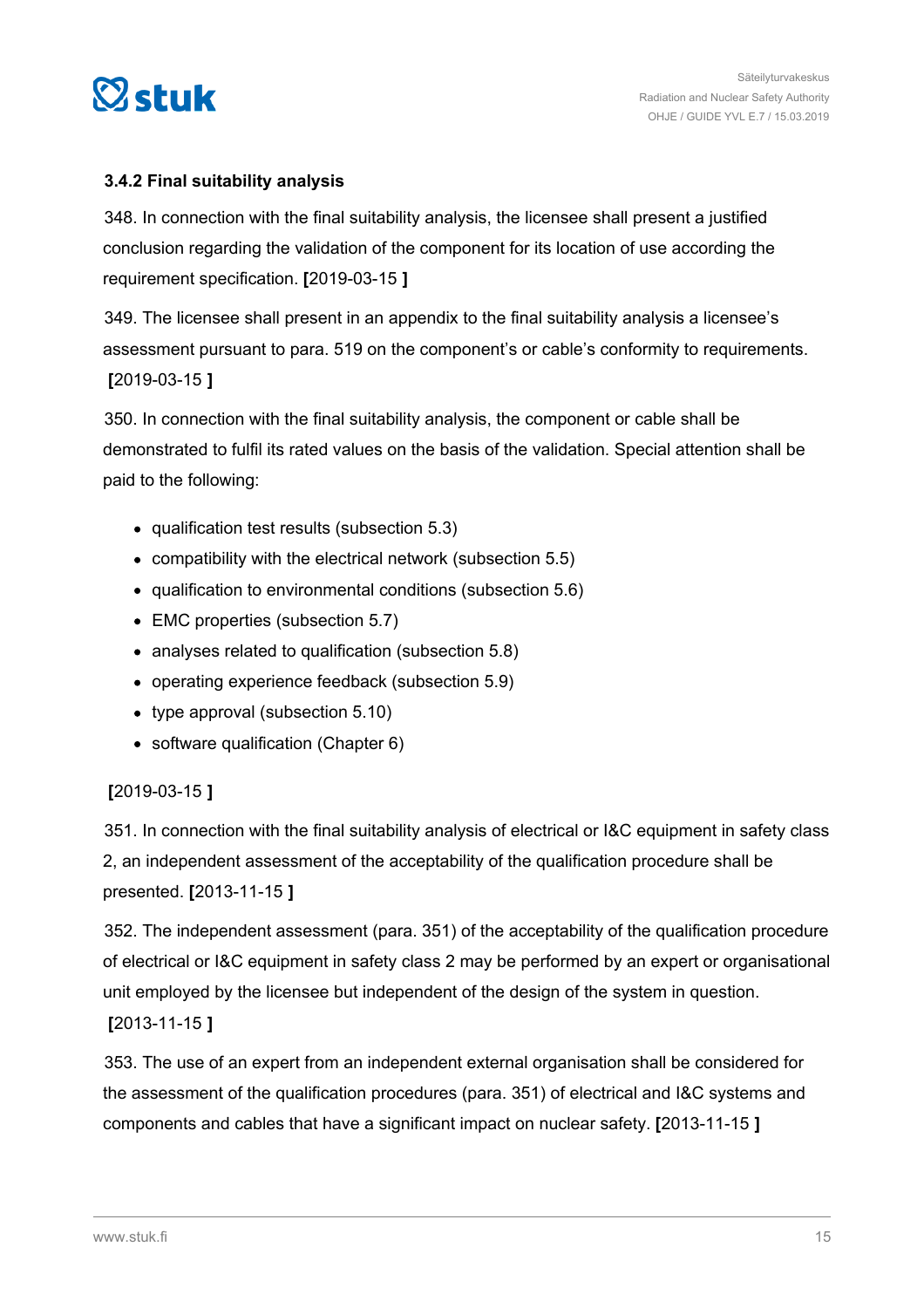### 3.4.2 Final suitability analysis

348. In connection with the final suitability analysis, the licensee shall present a justified conclusion regarding the validation of the component for its location of use according the requirement specification. **[**2019-03-15 **]**

349. The licensee shall present in an appendix to the final suitability analysis a licensee's assessment pursuant to para. 519 on the component's or cable's conformity to requirements. **[**2019-03-15 **]**

350. In connection with the final suitability analysis, the component or cable shall be demonstrated to fulfil its rated values on the basis of the validation. Special attention shall be paid to the following:

- qualification test results (subsection 5.3)
- compatibility with the electrical network (subsection 5.5)
- qualification to environmental conditions (subsection 5.6)
- EMC properties (subsection 5.7)
- analyses related to qualification (subsection 5.8)
- operating experience feedback (subsection 5.9)
- type approval (subsection 5.10)
- software qualification (Chapter 6)

**[**2019-03-15 **]**

351. In connection with the final suitability analysis of electrical or I&C equipment in safety class 2, an independent assessment of the acceptability of the qualification procedure shall be presented. **[**2013-11-15 **]**

352. The independent assessment (para. 351) of the acceptability of the qualification procedure of electrical or I&C equipment in safety class 2 may be performed by an expert or organisational unit employed by the licensee but independent of the design of the system in question. **[**2013-11-15 **]**

353. The use of an expert from an independent external organisation shall be considered for the assessment of the qualification procedures (para. 351) of electrical and I&C systems and components and cables that have a significant impact on nuclear safety. **[**2013-11-15 **]**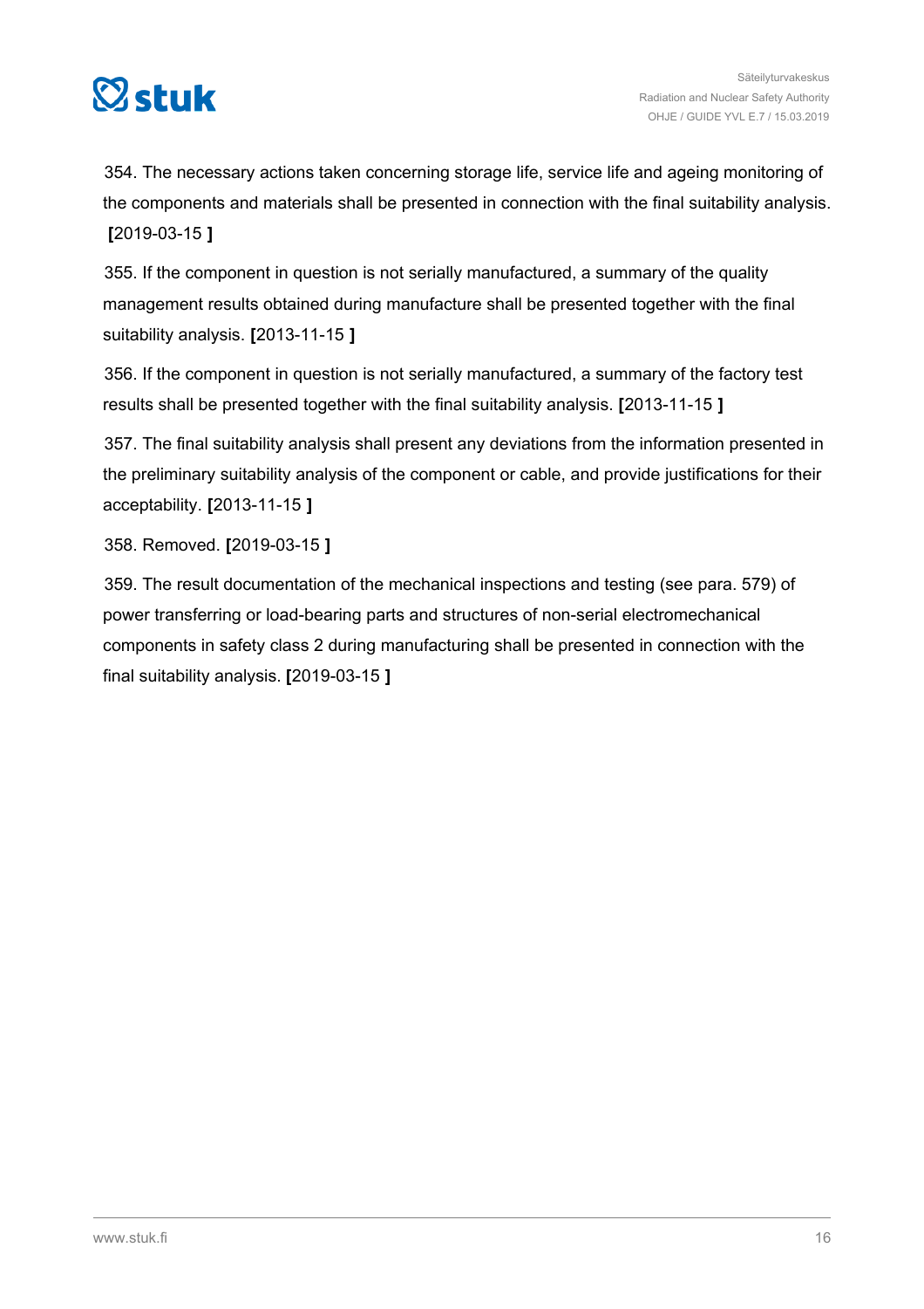354. The necessary actions taken concerning storage life, service life and ageing monitoring of the components and materials shall be presented in connection with the final suitability analysis. **[**2019-03-15 **]**

355. If the component in question is not serially manufactured, a summary of the quality management results obtained during manufacture shall be presented together with the final suitability analysis. **[**2013-11-15 **]**

356. If the component in question is not serially manufactured, a summary of the factory test results shall be presented together with the final suitability analysis. **[**2013-11-15 **]**

357. The final suitability analysis shall present any deviations from the information presented in the preliminary suitability analysis of the component or cable, and provide justifications for their acceptability. **[**2013-11-15 **]**

358. Removed. **[**2019-03-15 **]**

359. The result documentation of the mechanical inspections and testing (see para. 579) of power transferring or load-bearing parts and structures of non-serial electromechanical components in safety class 2 during manufacturing shall be presented in connection with the final suitability analysis. **[**2019-03-15 **]**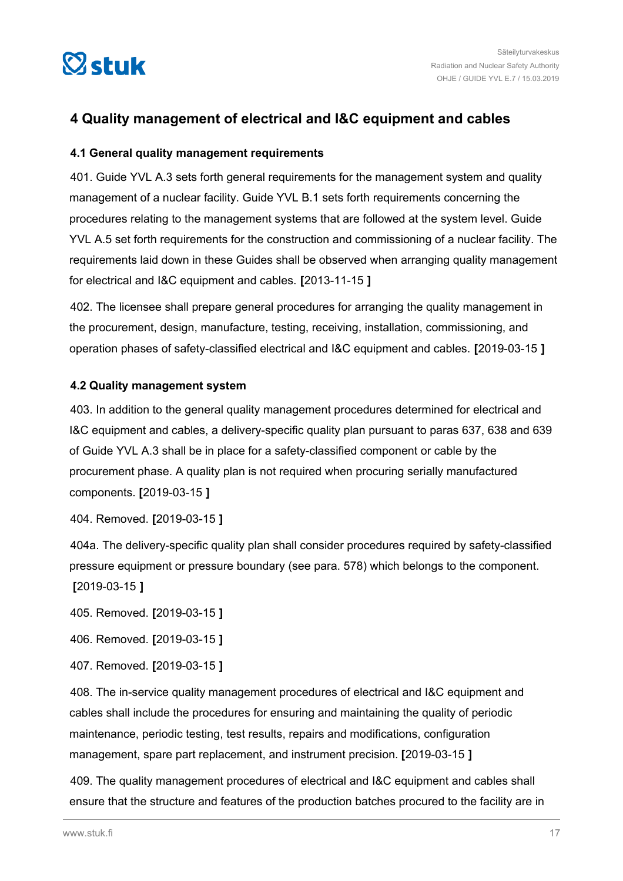## 4 Quality management of electrical and I&C equipment and cables

### 4.1 General quality management requirements

401. Guide YVL A.3 sets forth general requirements for the management system and quality management of a nuclear facility. Guide YVL B.1 sets forth requirements concerning the procedures relating to the management systems that are followed at the system level. Guide YVL A.5 set forth requirements for the construction and commissioning of a nuclear facility. The requirements laid down in these Guides shall be observed when arranging quality management for electrical and I&C equipment and cables. **[**2013-11-15 **]**

402. The licensee shall prepare general procedures for arranging the quality management in the procurement, design, manufacture, testing, receiving, installation, commissioning, and operation phases of safety-classified electrical and I&C equipment and cables. **[**2019-03-15 **]**

### 4.2 Quality management system

403. In addition to the general quality management procedures determined for electrical and I&C equipment and cables, a delivery-specific quality plan pursuant to paras 637, 638 and 639 of Guide YVL A.3 shall be in place for a safety-classified component or cable by the procurement phase. A quality plan is not required when procuring serially manufactured components. **[**2019-03-15 **]**

404. Removed. **[**2019-03-15 **]**

404a. The delivery-specific quality plan shall consider procedures required by safety-classified pressure equipment or pressure boundary (see para. 578) which belongs to the component. **[**2019-03-15 **]**

405. Removed. **[**2019-03-15 **]**

406. Removed. **[**2019-03-15 **]**

407. Removed. **[**2019-03-15 **]**

408. The in-service quality management procedures of electrical and I&C equipment and cables shall include the procedures for ensuring and maintaining the quality of periodic maintenance, periodic testing, test results, repairs and modifications, configuration management, spare part replacement, and instrument precision. **[**2019-03-15 **]**

409. The quality management procedures of electrical and I&C equipment and cables shall ensure that the structure and features of the production batches procured to the facility are in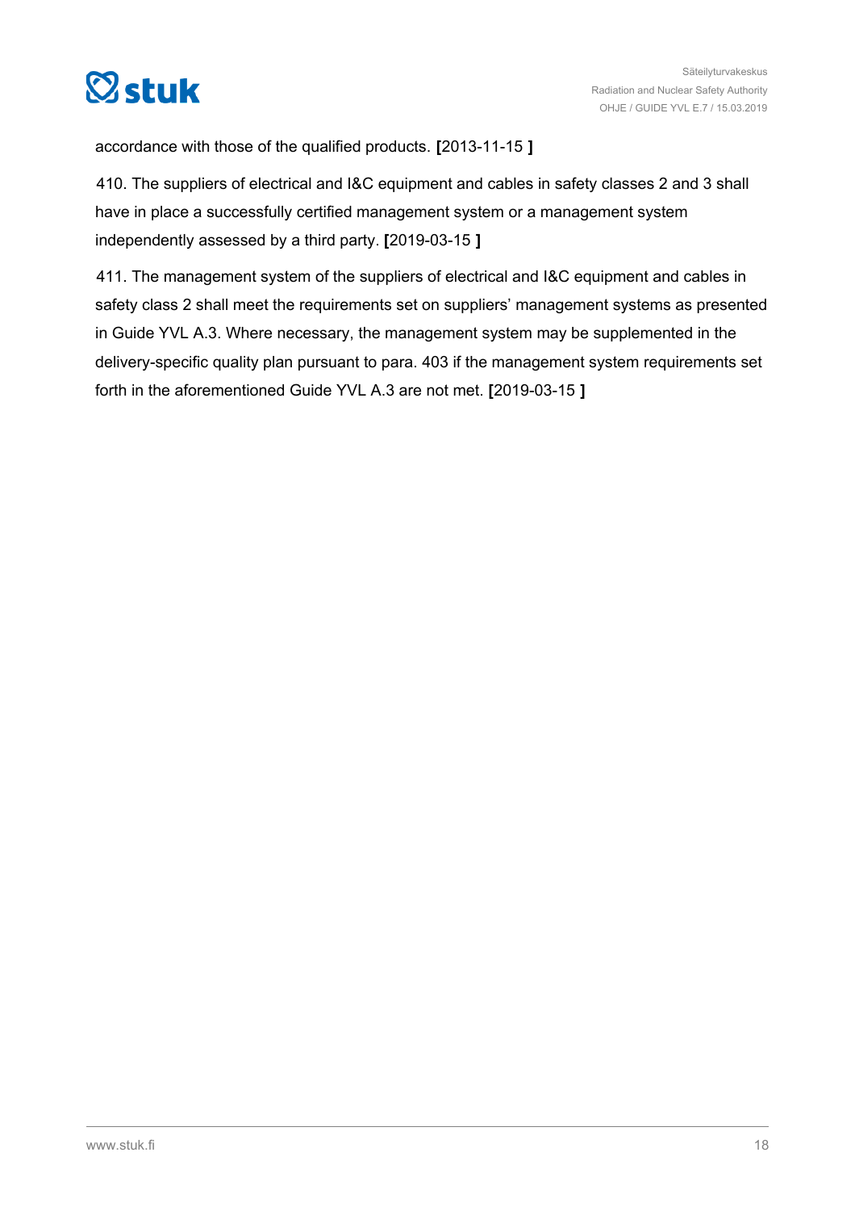accordance with those of the qualified products. **[**2013-11-15 **]**

410. The suppliers of electrical and I&C equipment and cables in safety classes 2 and 3 shall have in place a successfully certified management system or a management system independently assessed by a third party. **[**2019-03-15 **]**

411. The management system of the suppliers of electrical and I&C equipment and cables in safety class 2 shall meet the requirements set on suppliers' management systems as presented in Guide YVL A.3. Where necessary, the management system may be supplemented in the delivery-specific quality plan pursuant to para. 403 if the management system requirements set forth in the aforementioned Guide YVL A.3 are not met. **[**2019-03-15 **]**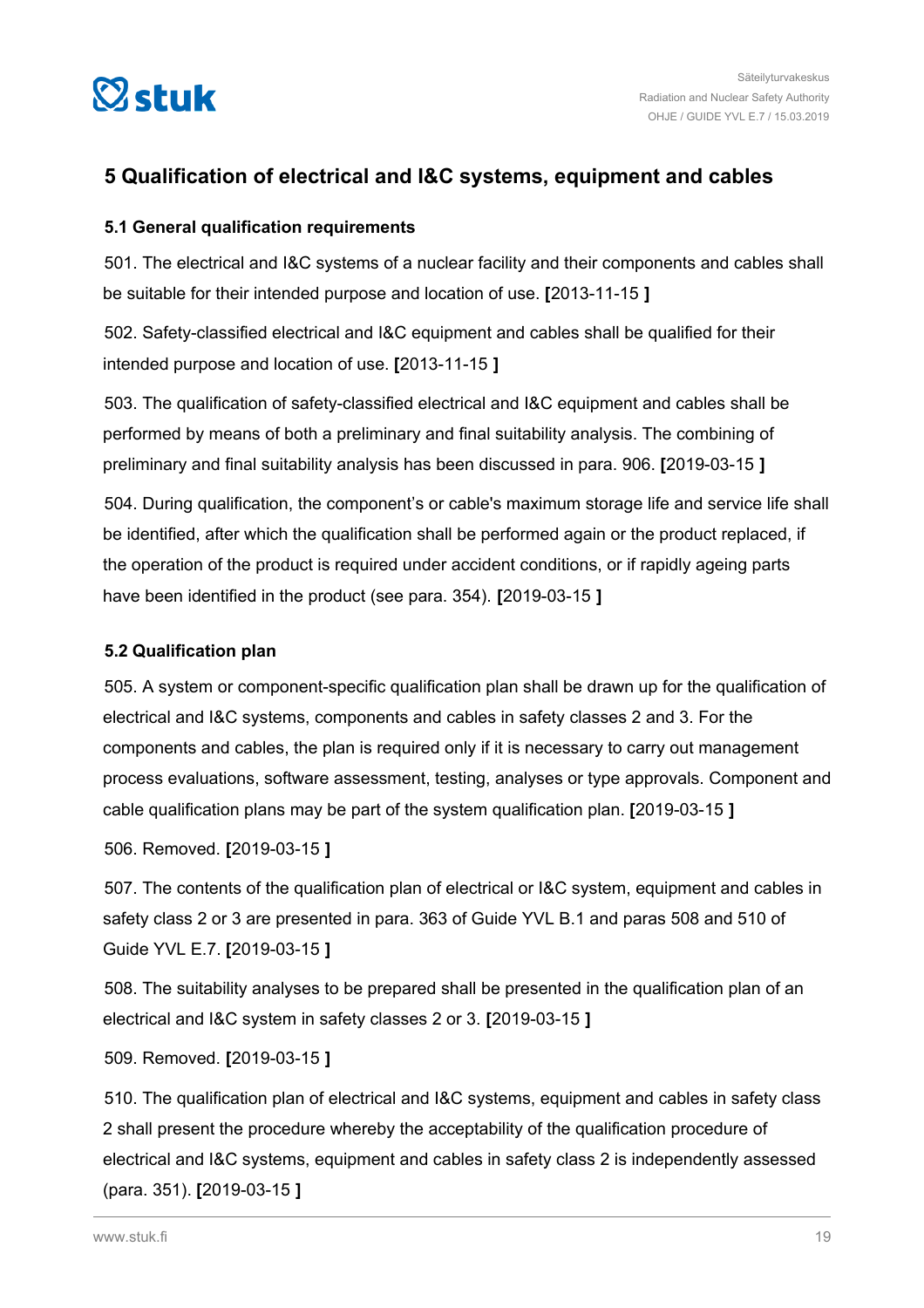# 5 Qualification of electrical and I&C systems, equipment and cables

## 5.1 General qualification requirements

501. The electrical and I&C systems of a nuclear facility and their components and cables shall be suitable for their intended purpose and location of use. **[**2013-11-15 **]**

502. Safety-classified electrical and I&C equipment and cables shall be qualified for their intended purpose and location of use. **[**2013-11-15 **]**

503. The qualification of safety-classified electrical and I&C equipment and cables shall be performed by means of both a preliminary and final suitability analysis. The combining of preliminary and final suitability analysis has been discussed in para. 906. **[**2019-03-15 **]**

504. During qualification, the component's or cable's maximum storage life and service life shall be identified, after which the qualification shall be performed again or the product replaced, if the operation of the product is required under accident conditions, or if rapidly ageing parts have been identified in the product (see para. 354). **[**2019-03-15 **]**

## 5.2 Qualification plan

505. A system or component-specific qualification plan shall be drawn up for the qualification of electrical and I&C systems, components and cables in safety classes 2 and 3. For the components and cables, the plan is required only if it is necessary to carry out management process evaluations, software assessment, testing, analyses or type approvals. Component and cable qualification plans may be part of the system qualification plan. **[**2019-03-15 **]**

506. Removed. **[**2019-03-15 **]**

507. The contents of the qualification plan of electrical or I&C system, equipment and cables in safety class 2 or 3 are presented in para. 363 of Guide YVL B.1 and paras 508 and 510 of Guide YVL E.7. **[**2019-03-15 **]**

508. The suitability analyses to be prepared shall be presented in the qualification plan of an electrical and I&C system in safety classes 2 or 3. **[**2019-03-15 **]**

509. Removed. **[**2019-03-15 **]**

510. The qualification plan of electrical and I&C systems, equipment and cables in safety class 2 shall present the procedure whereby the acceptability of the qualification procedure of electrical and I&C systems, equipment and cables in safety class 2 is independently assessed (para. 351). **[**2019-03-15 **]**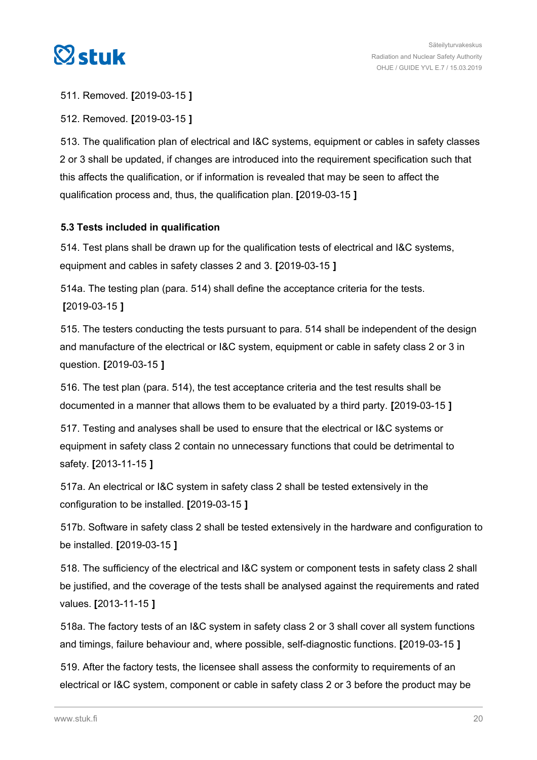511. Removed. **[**2019-03-15 **]**

512. Removed. **[**2019-03-15 **]**

513. The qualification plan of electrical and I&C systems, equipment or cables in safety classes 2 or 3 shall be updated, if changes are introduced into the requirement specification such that this affects the qualification, or if information is revealed that may be seen to affect the qualification process and, thus, the qualification plan. **[**2019-03-15 **]**

### 5.3 Tests included in qualification

514. Test plans shall be drawn up for the qualification tests of electrical and I&C systems, equipment and cables in safety classes 2 and 3. **[**2019-03-15 **]**

514a. The testing plan (para. 514) shall define the acceptance criteria for the tests. **[**2019-03-15 **]**

515. The testers conducting the tests pursuant to para. 514 shall be independent of the design and manufacture of the electrical or I&C system, equipment or cable in safety class 2 or 3 in question. **[**2019-03-15 **]**

516. The test plan (para. 514), the test acceptance criteria and the test results shall be documented in a manner that allows them to be evaluated by a third party. **[**2019-03-15 **]**

517. Testing and analyses shall be used to ensure that the electrical or I&C systems or equipment in safety class 2 contain no unnecessary functions that could be detrimental to safety. **[**2013-11-15 **]**

517a. An electrical or I&C system in safety class 2 shall be tested extensively in the configuration to be installed. **[**2019-03-15 **]**

517b. Software in safety class 2 shall be tested extensively in the hardware and configuration to be installed. **[**2019-03-15 **]**

518. The sufficiency of the electrical and I&C system or component tests in safety class 2 shall be justified, and the coverage of the tests shall be analysed against the requirements and rated values. **[**2013-11-15 **]**

518a. The factory tests of an I&C system in safety class 2 or 3 shall cover all system functions and timings, failure behaviour and, where possible, self-diagnostic functions. **[**2019-03-15 **]**

519. After the factory tests, the licensee shall assess the conformity to requirements of an electrical or I&C system, component or cable in safety class 2 or 3 before the product may be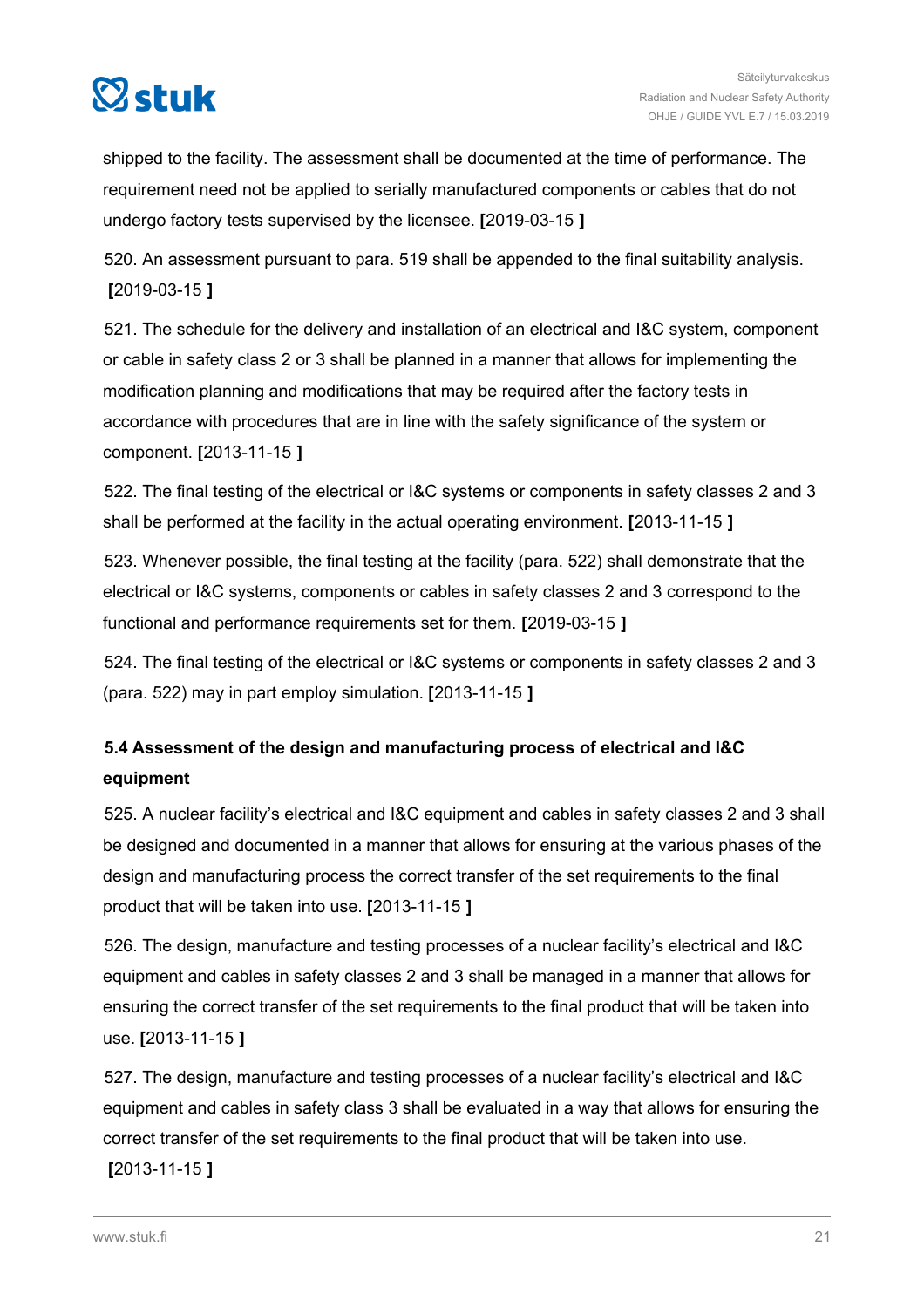shipped to the facility. The assessment shall be documented at the time of performance. The requirement need not be applied to serially manufactured components or cables that do not undergo factory tests supervised by the licensee. **[**2019-03-15 **]**

520. An assessment pursuant to para. 519 shall be appended to the final suitability analysis. **[**2019-03-15 **]**

521. The schedule for the delivery and installation of an electrical and I&C system, component or cable in safety class 2 or 3 shall be planned in a manner that allows for implementing the modification planning and modifications that may be required after the factory tests in accordance with procedures that are in line with the safety significance of the system or component. **[**2013-11-15 **]**

522. The final testing of the electrical or I&C systems or components in safety classes 2 and 3 shall be performed at the facility in the actual operating environment. **[**2013-11-15 **]**

523. Whenever possible, the final testing at the facility (para. 522) shall demonstrate that the electrical or I&C systems, components or cables in safety classes 2 and 3 correspond to the functional and performance requirements set for them. **[**2019-03-15 **]**

524. The final testing of the electrical or I&C systems or components in safety classes 2 and 3 (para. 522) may in part employ simulation. **[**2013-11-15 **]**

### 5.4 Assessment of the design and manufacturing process of electrical and I&C equipment

525. A nuclear facility's electrical and I&C equipment and cables in safety classes 2 and 3 shall be designed and documented in a manner that allows for ensuring at the various phases of the design and manufacturing process the correct transfer of the set requirements to the final product that will be taken into use. **[**2013-11-15 **]**

526. The design, manufacture and testing processes of a nuclear facility's electrical and I&C equipment and cables in safety classes 2 and 3 shall be managed in a manner that allows for ensuring the correct transfer of the set requirements to the final product that will be taken into use. **[**2013-11-15 **]**

527. The design, manufacture and testing processes of a nuclear facility's electrical and I&C equipment and cables in safety class 3 shall be evaluated in a way that allows for ensuring the correct transfer of the set requirements to the final product that will be taken into use. **[**2013-11-15 **]**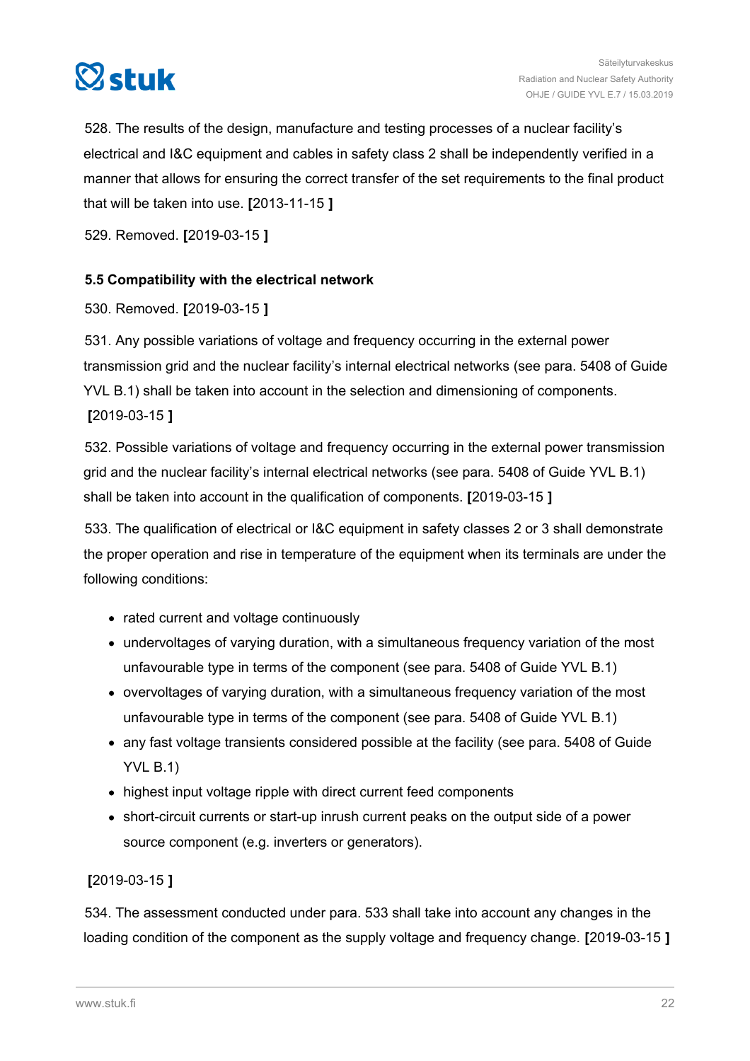528. The results of the design, manufacture and testing processes of a nuclear facility's electrical and I&C equipment and cables in safety class 2 shall be independently verified in a manner that allows for ensuring the correct transfer of the set requirements to the final product that will be taken into use. **[**2013-11-15 **]**

529. Removed. **[**2019-03-15 **]**

### 5.5 Compatibility with the electrical network

530. Removed. **[**2019-03-15 **]**

531. Any possible variations of voltage and frequency occurring in the external power transmission grid and the nuclear facility's internal electrical networks (see para. 5408 of Guide YVL B.1) shall be taken into account in the selection and dimensioning of components. **[**2019-03-15 **]**

532. Possible variations of voltage and frequency occurring in the external power transmission grid and the nuclear facility's internal electrical networks (see para. 5408 of Guide YVL B.1) shall be taken into account in the qualification of components. **[**2019-03-15 **]**

533. The qualification of electrical or I&C equipment in safety classes 2 or 3 shall demonstrate the proper operation and rise in temperature of the equipment when its terminals are under the following conditions:

- rated current and voltage continuously
- undervoltages of varying duration, with a simultaneous frequency variation of the most unfavourable type in terms of the component (see para. 5408 of Guide YVL B.1)
- overvoltages of varying duration, with a simultaneous frequency variation of the most unfavourable type in terms of the component (see para. 5408 of Guide YVL B.1)
- any fast voltage transients considered possible at the facility (see para. 5408 of Guide YVL B.1)
- highest input voltage ripple with direct current feed components
- short-circuit currents or start-up inrush current peaks on the output side of a power source component (e.g. inverters or generators).

**[**2019-03-15 **]**

534. The assessment conducted under para. 533 shall take into account any changes in the loading condition of the component as the supply voltage and frequency change. **[**2019-03-15 **]**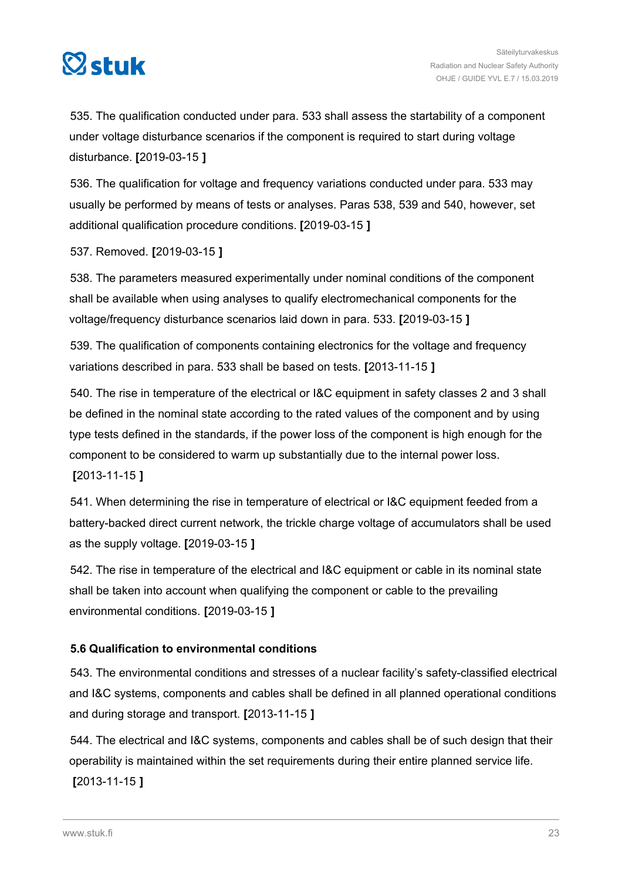535. The qualification conducted under para. 533 shall assess the startability of a component under voltage disturbance scenarios if the component is required to start during voltage disturbance. [2019-03-15 ]

536. The qualification for voltage and frequency variations conducted under para. 533 may usually be performed by means of tests or analyses. Paras 538, 539 and 540, however, set additional qualification procedure conditions. [2019-03-15 ]

537. Removed. [2019-03-15 ]

538. The parameters measured experimentally under nominal conditions of the component shall be available when using analyses to qualify electromechanical components for the voltage/frequency disturbance scenarios laid down in para. 533. [2019-03-15 ]

539. The qualification of components containing electronics for the voltage and frequency variations described in para. 533 shall be based on tests. [2013-11-15 ]

540. The rise in temperature of the electrical or I&C equipment in safety classes 2 and 3 shall be defined in the nominal state according to the rated values of the component and by using type tests defined in the standards, if the power loss of the component is high enough for the component to be considered to warm up substantially due to the internal power loss. [2013-11-15 ]

541. When determining the rise in temperature of electrical or I&C equipment feeded from a battery-backed direct current network, the trickle charge voltage of accumulators shall be used as the supply voltage. [2019-03-15 ]

542. The rise in temperature of the electrical and I&C equipment or cable in its nominal state shall be taken into account when qualifying the component or cable to the prevailing environmental conditions. [2019-03-15 ]

### 5.6 Qualification to environmental conditions

543. The environmental conditions and stresses of a nuclear facility's safety-classified electrical and I&C systems, components and cables shall be defined in all planned operational conditions and during storage and transport. [2013-11-15 ]

544. The electrical and I&C systems, components and cables shall be of such design that their operability is maintained within the set requirements during their entire planned service life. [2013-11-15 ]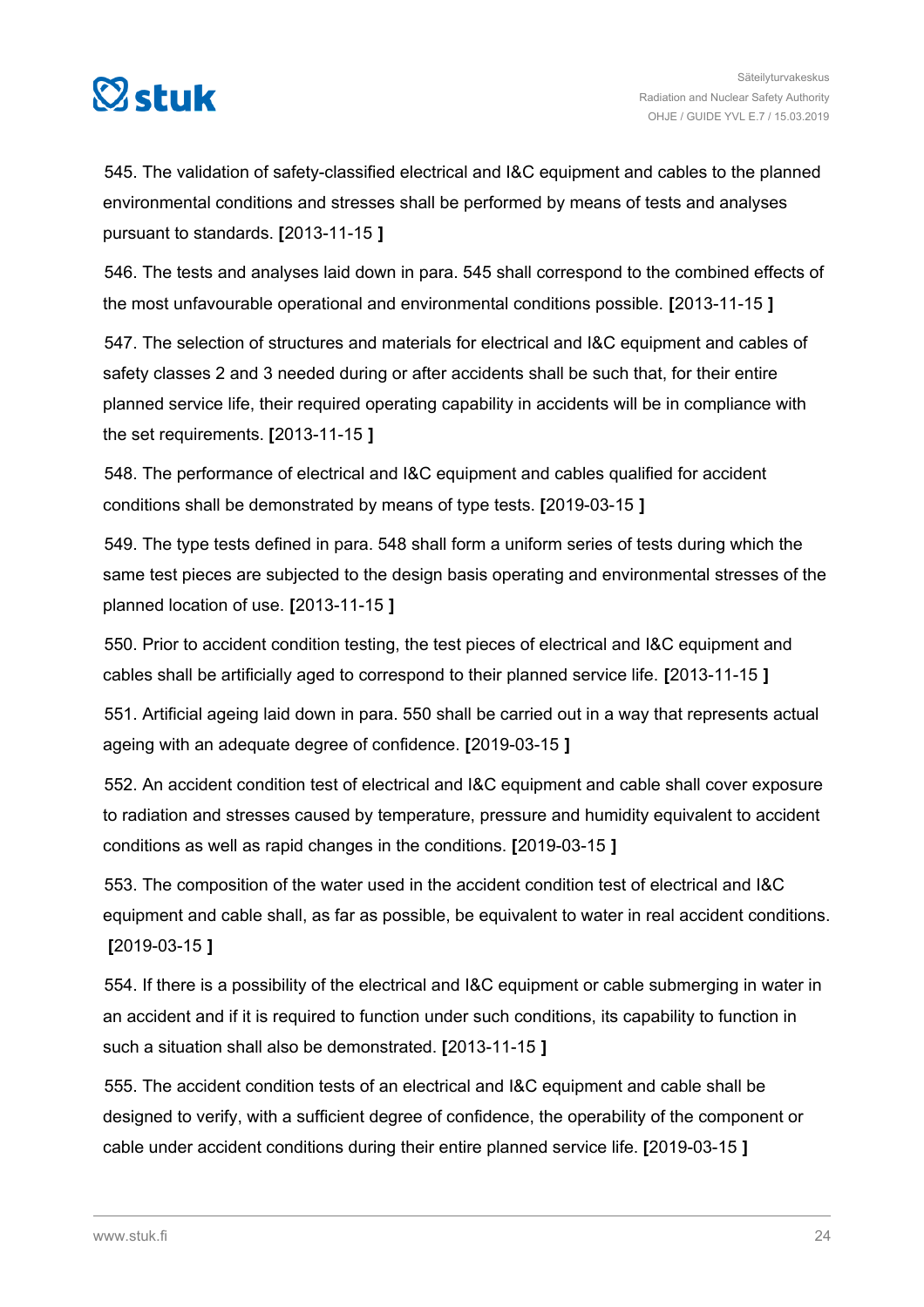545. The validation of safety-classified electrical and I&C equipment and cables to the planned environmental conditions and stresses shall be performed by means of tests and analyses pursuant to standards. **[**2013-11-15 **]**

546. The tests and analyses laid down in para. 545 shall correspond to the combined effects of the most unfavourable operational and environmental conditions possible. **[**2013-11-15 **]**

547. The selection of structures and materials for electrical and I&C equipment and cables of safety classes 2 and 3 needed during or after accidents shall be such that, for their entire planned service life, their required operating capability in accidents will be in compliance with the set requirements. **[**2013-11-15 **]**

548. The performance of electrical and I&C equipment and cables qualified for accident conditions shall be demonstrated by means of type tests. **[**2019-03-15 **]**

549. The type tests defined in para. 548 shall form a uniform series of tests during which the same test pieces are subjected to the design basis operating and environmental stresses of the planned location of use. **[**2013-11-15 **]**

550. Prior to accident condition testing, the test pieces of electrical and I&C equipment and cables shall be artificially aged to correspond to their planned service life. **[**2013-11-15 **]**

551. Artificial ageing laid down in para. 550 shall be carried out in a way that represents actual ageing with an adequate degree of confidence. **[**2019-03-15 **]**

552. An accident condition test of electrical and I&C equipment and cable shall cover exposure to radiation and stresses caused by temperature, pressure and humidity equivalent to accident conditions as well as rapid changes in the conditions. **[**2019-03-15 **]**

553. The composition of the water used in the accident condition test of electrical and I&C equipment and cable shall, as far as possible, be equivalent to water in real accident conditions. **[**2019-03-15 **]**

554. If there is a possibility of the electrical and I&C equipment or cable submerging in water in an accident and if it is required to function under such conditions, its capability to function in such a situation shall also be demonstrated. **[**2013-11-15 **]**

555. The accident condition tests of an electrical and I&C equipment and cable shall be designed to verify, with a sufficient degree of confidence, the operability of the component or cable under accident conditions during their entire planned service life. **[**2019-03-15 **]**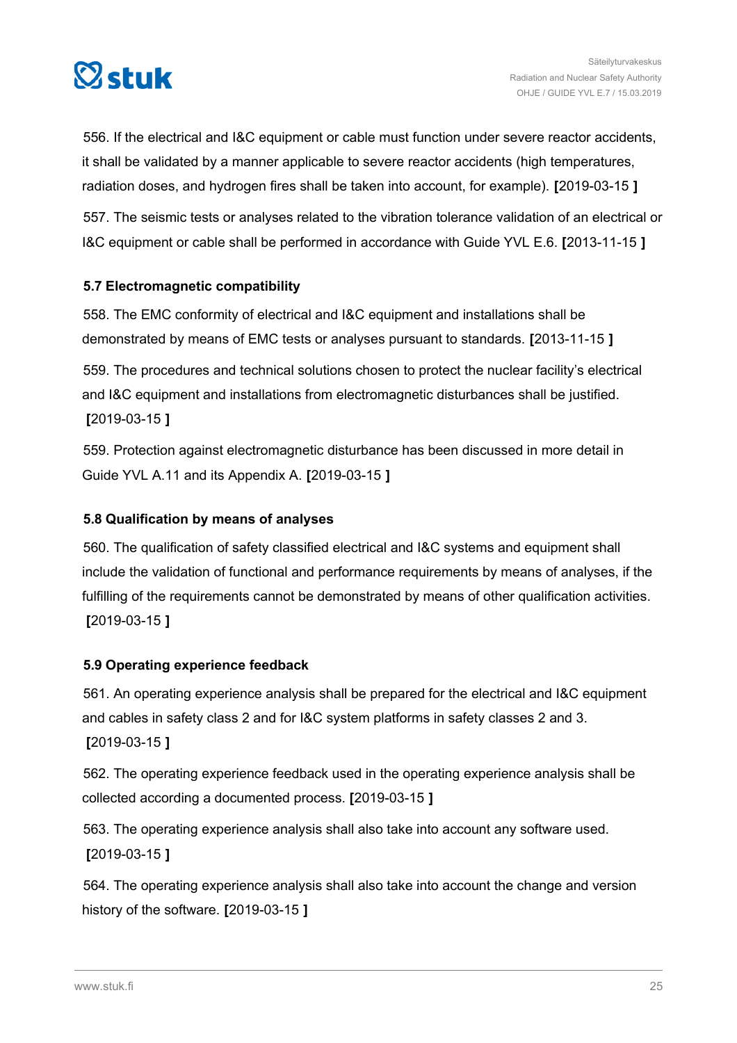556. If the electrical and I&C equipment or cable must function under severe reactor accidents, it shall be validated by a manner applicable to severe reactor accidents (high temperatures, radiation doses, and hydrogen fires shall be taken into account, for example). **[**2019-03-15 **]**

557. The seismic tests or analyses related to the vibration tolerance validation of an electrical or I&C equipment or cable shall be performed in accordance with Guide YVL E.6. **[**2013-11-15 **]**

### 5.7 Electromagnetic compatibility

558. The EMC conformity of electrical and I&C equipment and installations shall be demonstrated by means of EMC tests or analyses pursuant to standards. **[**2013-11-15 **]**

559. The procedures and technical solutions chosen to protect the nuclear facility's electrical and I&C equipment and installations from electromagnetic disturbances shall be justified. **[**2019-03-15 **]**

559. Protection against electromagnetic disturbance has been discussed in more detail in Guide YVL A.11 and its Appendix A. **[**2019-03-15 **]**

### 5.8 Qualification by means of analyses

560. The qualification of safety classified electrical and I&C systems and equipment shall include the validation of functional and performance requirements by means of analyses, if the fulfilling of the requirements cannot be demonstrated by means of other qualification activities. **[**2019-03-15 **]**

### 5.9 Operating experience feedback

561. An operating experience analysis shall be prepared for the electrical and I&C equipment and cables in safety class 2 and for I&C system platforms in safety classes 2 and 3. **[**2019-03-15 **]**

562. The operating experience feedback used in the operating experience analysis shall be collected according a documented process. **[**2019-03-15 **]**

563. The operating experience analysis shall also take into account any software used. **[**2019-03-15 **]**

564. The operating experience analysis shall also take into account the change and version history of the software. **[**2019-03-15 **]**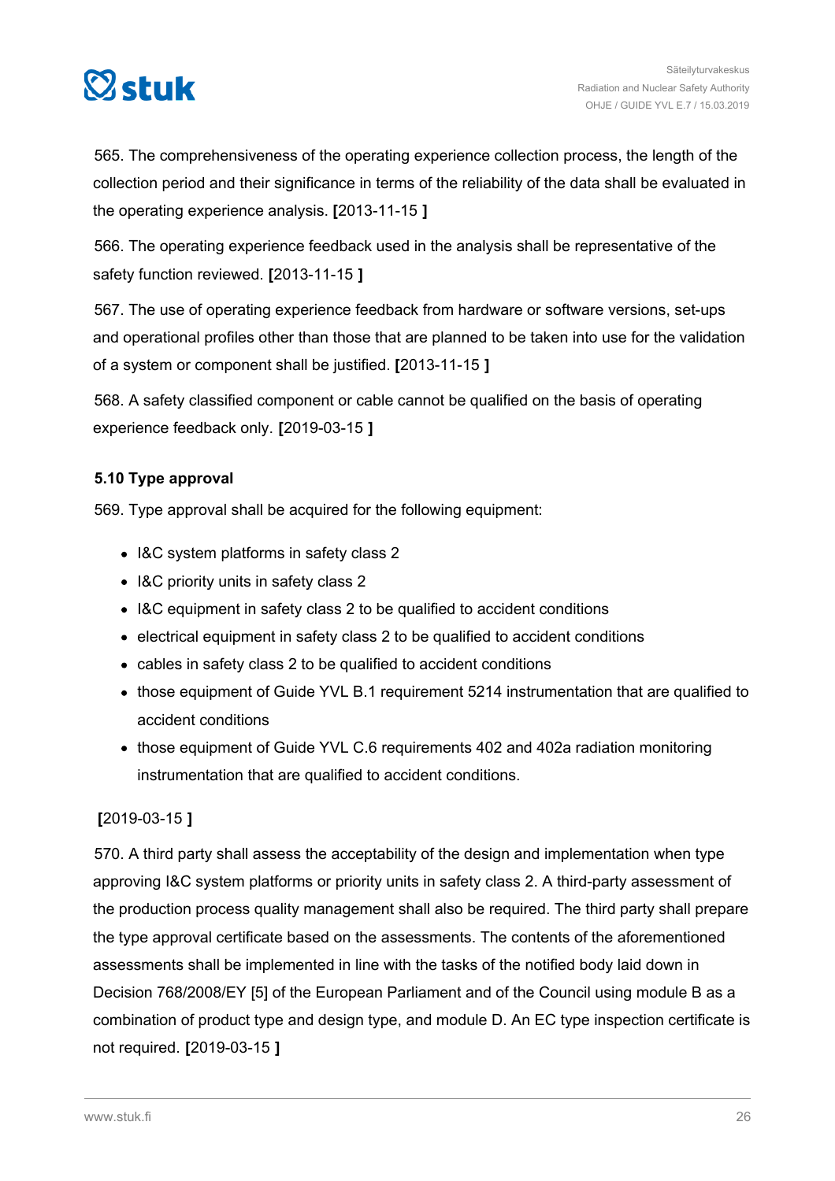565. The comprehensiveness of the operating experience collection process, the length of the collection period and their significance in terms of the reliability of the data shall be evaluated in the operating experience analysis. **[**2013-11-15 **]**

566. The operating experience feedback used in the analysis shall be representative of the safety function reviewed. **[**2013-11-15 **]**

567. The use of operating experience feedback from hardware or software versions, set-ups and operational profiles other than those that are planned to be taken into use for the validation of a system or component shall be justified. **[**2013-11-15 **]**

568. A safety classified component or cable cannot be qualified on the basis of operating experience feedback only. **[**2019-03-15 **]**

### 5.10 Type approval

569. Type approval shall be acquired for the following equipment:

- I&C system platforms in safety class 2
- I&C priority units in safety class 2
- I&C equipment in safety class 2 to be qualified to accident conditions
- electrical equipment in safety class 2 to be qualified to accident conditions
- cables in safety class 2 to be qualified to accident conditions
- those equipment of Guide YVL B.1 requirement 5214 instrumentation that are qualified to accident conditions
- those equipment of Guide YVL C.6 requirements 402 and 402a radiation monitoring instrumentation that are qualified to accident conditions.

**[**2019-03-15 **]**

570. A third party shall assess the acceptability of the design and implementation when type approving I&C system platforms or priority units in safety class 2. A third-party assessment of the production process quality management shall also be required. The third party shall prepare the type approval certificate based on the assessments. The contents of the aforementioned assessments shall be implemented in line with the tasks of the notified body laid down in Decision 768/2008/EY [5] of the European Parliament and of the Council using module B as a combination of product type and design type, and module D. An EC type inspection certificate is not required. **[**2019-03-15 **]**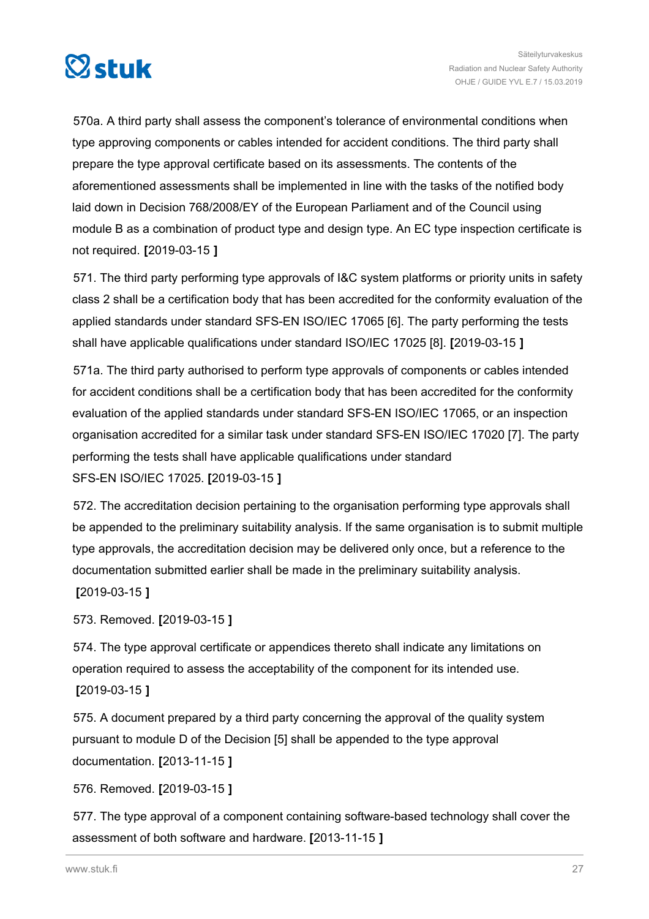570a. A third party shall assess the component's tolerance of environmental conditions when type approving components or cables intended for accident conditions. The third party shall prepare the type approval certificate based on its assessments. The contents of the aforementioned assessments shall be implemented in line with the tasks of the notified body laid down in Decision 768/2008/EY of the European Parliament and of the Council using module B as a combination of product type and design type. An EC type inspection certificate is not required. **[**2019-03-15 **]**

571. The third party performing type approvals of I&C system platforms or priority units in safety class 2 shall be a certification body that has been accredited for the conformity evaluation of the applied standards under standard SFS-EN ISO/IEC 17065 [6]. The party performing the tests shall have applicable qualifications under standard ISO/IEC 17025 [8]. **[**2019-03-15 **]**

571a. The third party authorised to perform type approvals of components or cables intended for accident conditions shall be a certification body that has been accredited for the conformity evaluation of the applied standards under standard SFS-EN ISO/IEC 17065, or an inspection organisation accredited for a similar task under standard SFS-EN ISO/IEC 17020 [7]. The party performing the tests shall have applicable qualifications under standard SFS-EN ISO/IEC 17025. **[**2019-03-15 **]**

572. The accreditation decision pertaining to the organisation performing type approvals shall be appended to the preliminary suitability analysis. If the same organisation is to submit multiple type approvals, the accreditation decision may be delivered only once, but a reference to the documentation submitted earlier shall be made in the preliminary suitability analysis. **[**2019-03-15 **]**

573. Removed. **[**2019-03-15 **]**

574. The type approval certificate or appendices thereto shall indicate any limitations on operation required to assess the acceptability of the component for its intended use. **[**2019-03-15 **]**

575. A document prepared by a third party concerning the approval of the quality system pursuant to module D of the Decision [5] shall be appended to the type approval documentation. **[**2013-11-15 **]**

576. Removed. **[**2019-03-15 **]**

577. The type approval of a component containing software-based technology shall cover the assessment of both software and hardware. **[**2013-11-15 **]**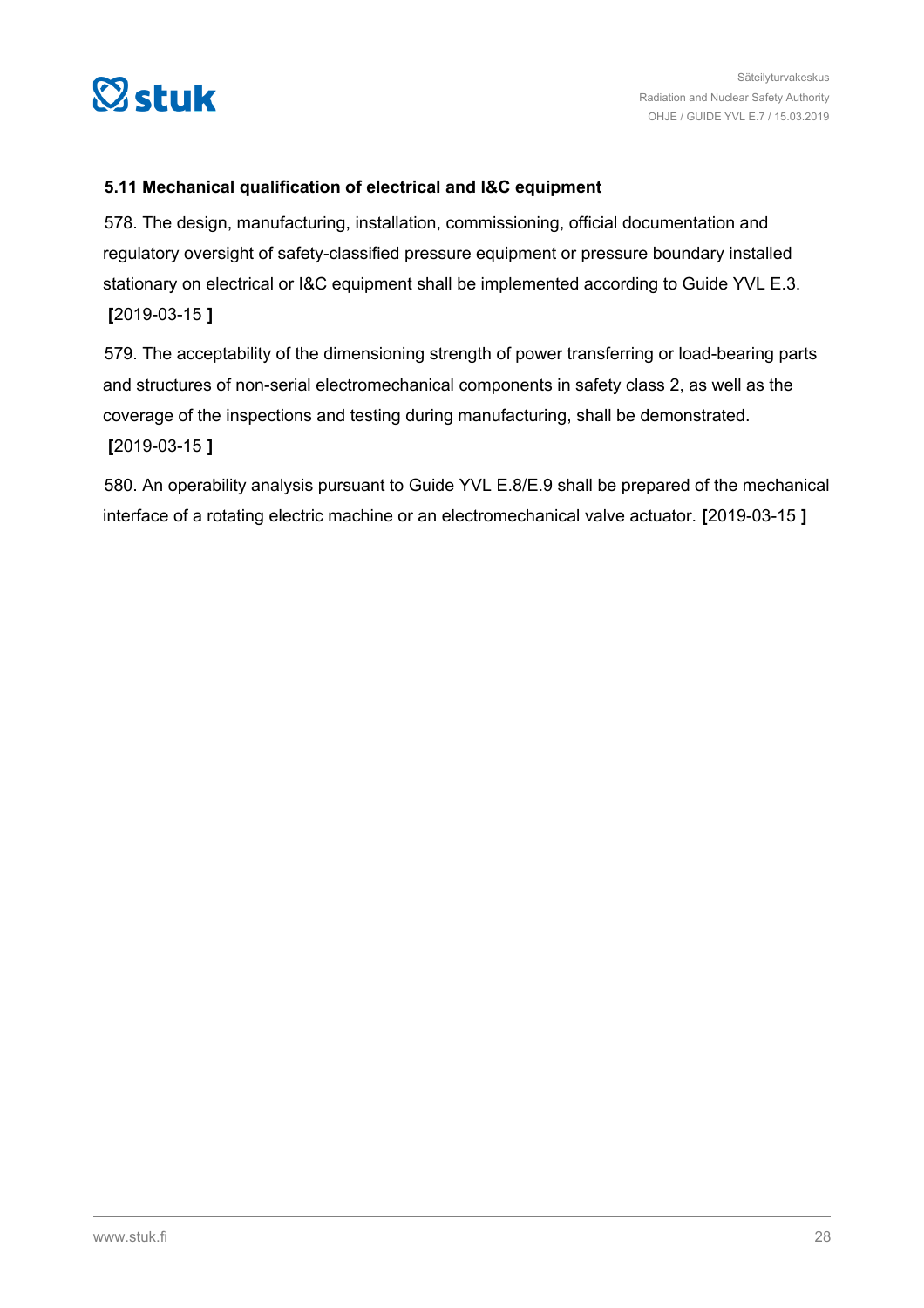### 5.11 Mechanical qualification of electrical and I&C equipment

578. The design, manufacturing, installation, commissioning, official documentation and regulatory oversight of safety-classified pressure equipment or pressure boundary installed stationary on electrical or I&C equipment shall be implemented according to Guide YVL E.3. **[**2019-03-15 **]**

579. The acceptability of the dimensioning strength of power transferring or load-bearing parts and structures of non-serial electromechanical components in safety class 2, as well as the coverage of the inspections and testing during manufacturing, shall be demonstrated. **[**2019-03-15 **]**

580. An operability analysis pursuant to Guide YVL E.8/E.9 shall be prepared of the mechanical interface of a rotating electric machine or an electromechanical valve actuator. **[**2019-03-15 **]**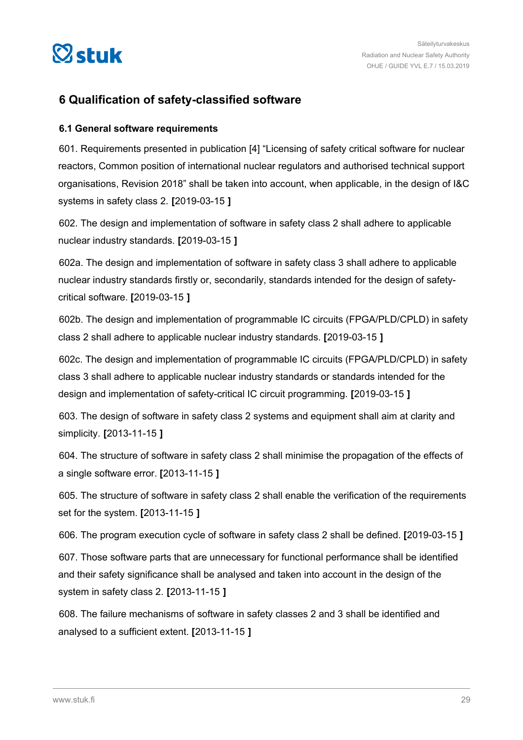# 6 Qualification of safety-classified software

## 6.1 General software requirements

601. Requirements presented in publication [4] “Licensing of safety critical software for nuclear reactors, Common position of international nuclear regulators and authorised technical support organisations, Revision 2018” shall be taken into account, when applicable, in the design of I&C systems in safety class 2. **[**2019-03-15 **]**

602. The design and implementation of software in safety class 2 shall adhere to applicable nuclear industry standards. **[**2019-03-15 **]**

602a. The design and implementation of software in safety class 3 shall adhere to applicable nuclear industry standards firstly or, secondarily, standards intended for the design of safety-critical software. **[**2019-03-15 **]**

602b. The design and implementation of programmable IC circuits (FPGA/PLD/CPLD) in safety class 2 shall adhere to applicable nuclear industry standards. **[**2019-03-15 **]**

602c. The design and implementation of programmable IC circuits (FPGA/PLD/CPLD) in safety class 3 shall adhere to applicable nuclear industry standards or standards intended for the design and implementation of safety-critical IC circuit programming. **[**2019-03-15 **]**

603. The design of software in safety class 2 systems and equipment shall aim at clarity and simplicity. **[**2013-11-15 **]**

604. The structure of software in safety class 2 shall minimise the propagation of the effects of a single software error. **[**2013-11-15 **]**

605. The structure of software in safety class 2 shall enable the verification of the requirements set for the system. **[**2013-11-15 **]**

606. The program execution cycle of software in safety class 2 shall be defined. **[**2019-03-15 **]**

607. Those software parts that are unnecessary for functional performance shall be identified and their safety significance shall be analysed and taken into account in the design of the system in safety class 2. **[**2013-11-15 **]**

608. The failure mechanisms of software in safety classes 2 and 3 shall be identified and analysed to a sufficient extent. **[**2013-11-15 **]**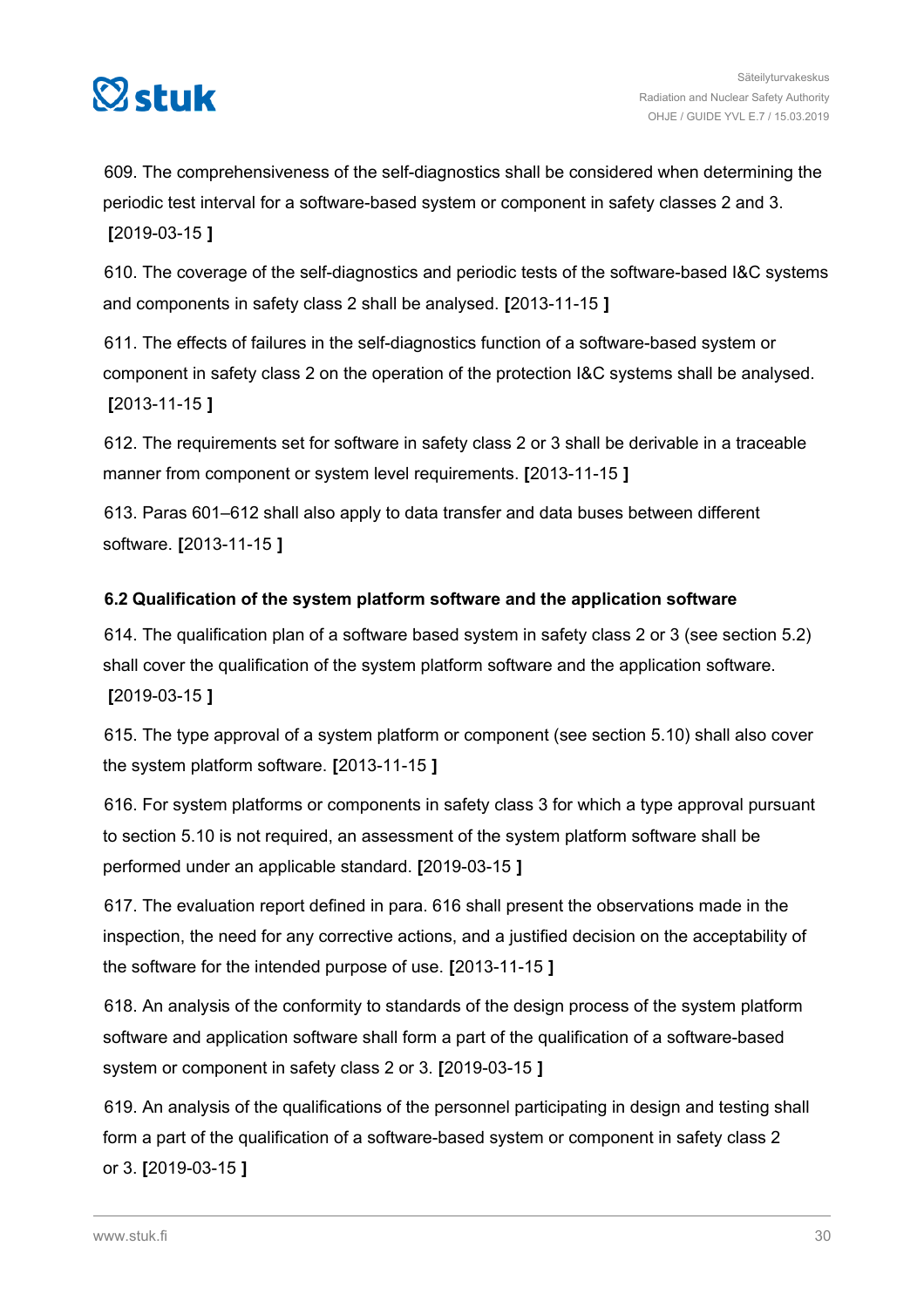609. The comprehensiveness of the self-diagnostics shall be considered when determining the periodic test interval for a software-based system or component in safety classes 2 and 3. **[**2019-03-15 **]**

610. The coverage of the self-diagnostics and periodic tests of the software-based I&C systems and components in safety class 2 shall be analysed. **[**2013-11-15 **]**

611. The effects of failures in the self-diagnostics function of a software-based system or component in safety class 2 on the operation of the protection I&C systems shall be analysed. **[**2013-11-15 **]**

612. The requirements set for software in safety class 2 or 3 shall be derivable in a traceable manner from component or system level requirements. **[**2013-11-15 **]**

613. Paras 601–612 shall also apply to data transfer and data buses between different software. **[**2013-11-15 **]**

### 6.2 Qualification of the system platform software and the application software

614. The qualification plan of a software based system in safety class 2 or 3 (see section 5.2) shall cover the qualification of the system platform software and the application software. **[**2019-03-15 **]**

615. The type approval of a system platform or component (see section 5.10) shall also cover the system platform software. **[**2013-11-15 **]**

616. For system platforms or components in safety class 3 for which a type approval pursuant to section 5.10 is not required, an assessment of the system platform software shall be performed under an applicable standard. **[**2019-03-15 **]**

617. The evaluation report defined in para. 616 shall present the observations made in the inspection, the need for any corrective actions, and a justified decision on the acceptability of the software for the intended purpose of use. **[**2013-11-15 **]**

618. An analysis of the conformity to standards of the design process of the system platform software and application software shall form a part of the qualification of a software-based system or component in safety class 2 or 3. **[**2019-03-15 **]**

619. An analysis of the qualifications of the personnel participating in design and testing shall form a part of the qualification of a software-based system or component in safety class 2 or 3. **[**2019-03-15 **]**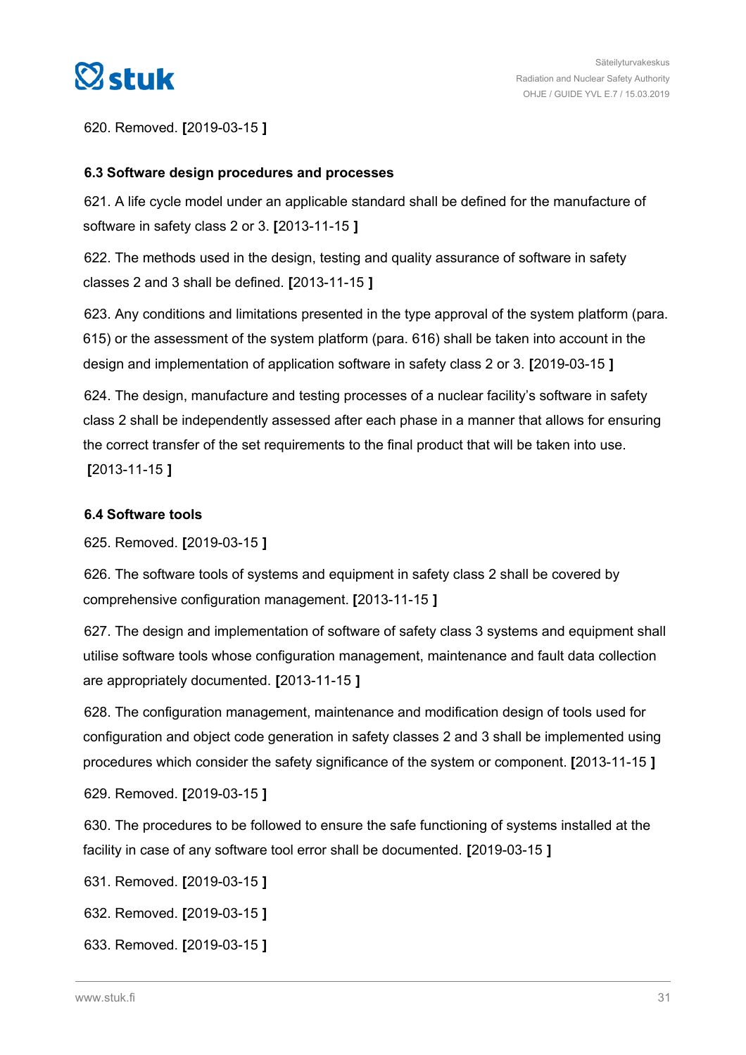620. Removed. [2019-03-15 ]

### 6.3 Software design procedures and processes

621. A life cycle model under an applicable standard shall be defined for the manufacture of software in safety class 2 or 3. [2013-11-15 ]

622. The methods used in the design, testing and quality assurance of software in safety classes 2 and 3 shall be defined. [2013-11-15 ]

623. Any conditions and limitations presented in the type approval of the system platform (para. 615) or the assessment of the system platform (para. 616) shall be taken into account in the design and implementation of application software in safety class 2 or 3. [2019-03-15 ]

624. The design, manufacture and testing processes of a nuclear facility's software in safety class 2 shall be independently assessed after each phase in a manner that allows for ensuring the correct transfer of the set requirements to the final product that will be taken into use. [2013-11-15 ]

### 6.4 Software tools

625. Removed. [2019-03-15 ]

626. The software tools of systems and equipment in safety class 2 shall be covered by comprehensive configuration management. [2013-11-15 ]

627. The design and implementation of software of safety class 3 systems and equipment shall utilise software tools whose configuration management, maintenance and fault data collection are appropriately documented. [2013-11-15 ]

628. The configuration management, maintenance and modification design of tools used for configuration and object code generation in safety classes 2 and 3 shall be implemented using procedures which consider the safety significance of the system or component. [2013-11-15 ]

629. Removed. [2019-03-15 ]

630. The procedures to be followed to ensure the safe functioning of systems installed at the facility in case of any software tool error shall be documented. [2019-03-15 ]

631. Removed. [2019-03-15 ]

632. Removed. [2019-03-15 ]

633. Removed. [2019-03-15 ]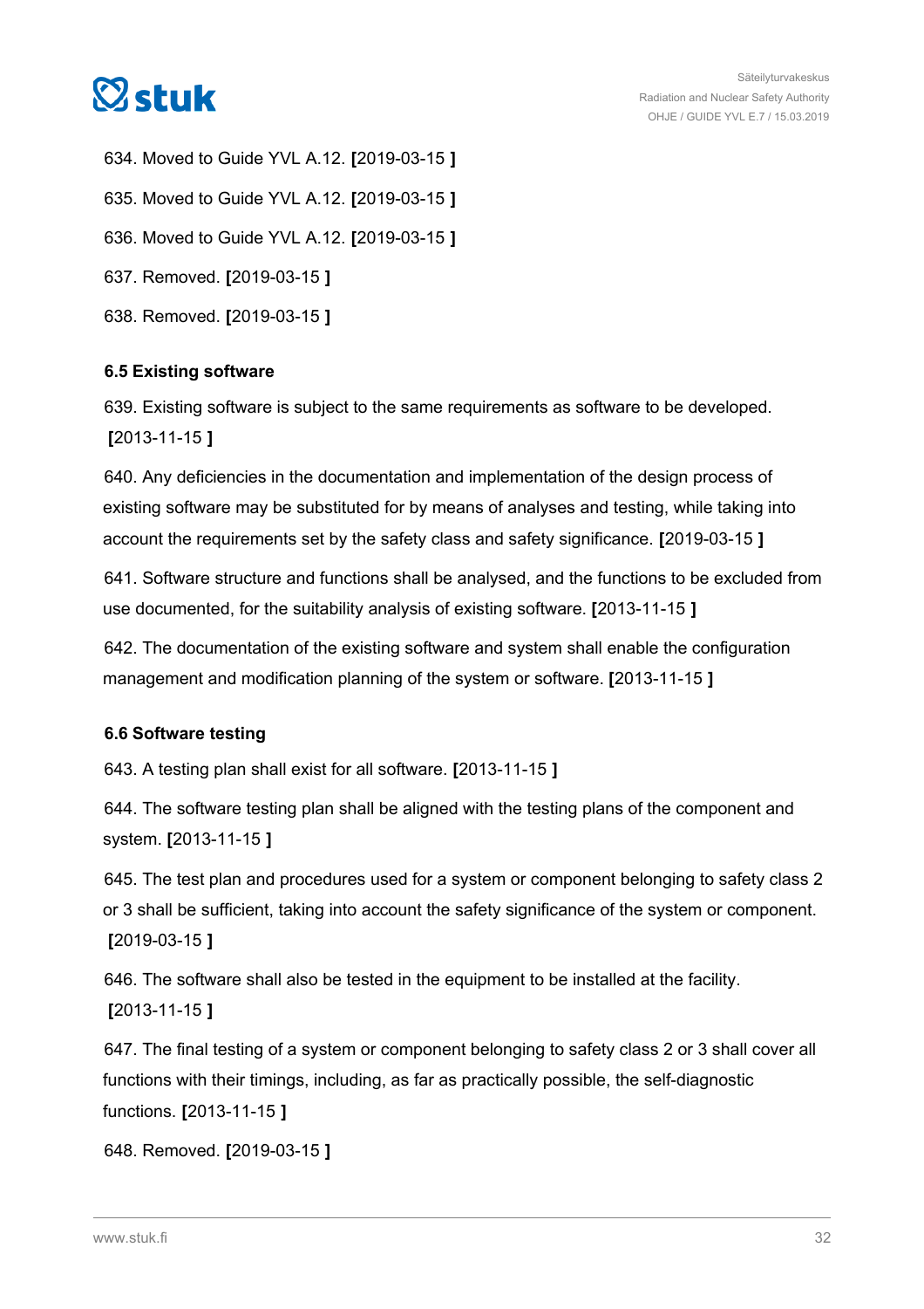634. Moved to Guide YVL A.12. **[**2019-03-15 **]**

635. Moved to Guide YVL A.12. **[**2019-03-15 **]**

636. Moved to Guide YVL A.12. **[**2019-03-15 **]**

637. Removed. **[**2019-03-15 **]**

638. Removed. **[**2019-03-15 **]**

### 6.5 Existing software

639. Existing software is subject to the same requirements as software to be developed. **[**2013-11-15 **]**

640. Any deficiencies in the documentation and implementation of the design process of existing software may be substituted for by means of analyses and testing, while taking into account the requirements set by the safety class and safety significance. **[**2019-03-15 **]**

641. Software structure and functions shall be analysed, and the functions to be excluded from use documented, for the suitability analysis of existing software. **[**2013-11-15 **]**

642. The documentation of the existing software and system shall enable the configuration management and modification planning of the system or software. **[**2013-11-15 **]**

### 6.6 Software testing

643. A testing plan shall exist for all software. **[**2013-11-15 **]**

644. The software testing plan shall be aligned with the testing plans of the component and system. **[**2013-11-15 **]**

645. The test plan and procedures used for a system or component belonging to safety class 2 or 3 shall be sufficient, taking into account the safety significance of the system or component. **[**2019-03-15 **]**

646. The software shall also be tested in the equipment to be installed at the facility. **[**2013-11-15 **]**

647. The final testing of a system or component belonging to safety class 2 or 3 shall cover all functions with their timings, including, as far as practically possible, the self-diagnostic functions. **[**2013-11-15 **]**

648. Removed. **[**2019-03-15 **]**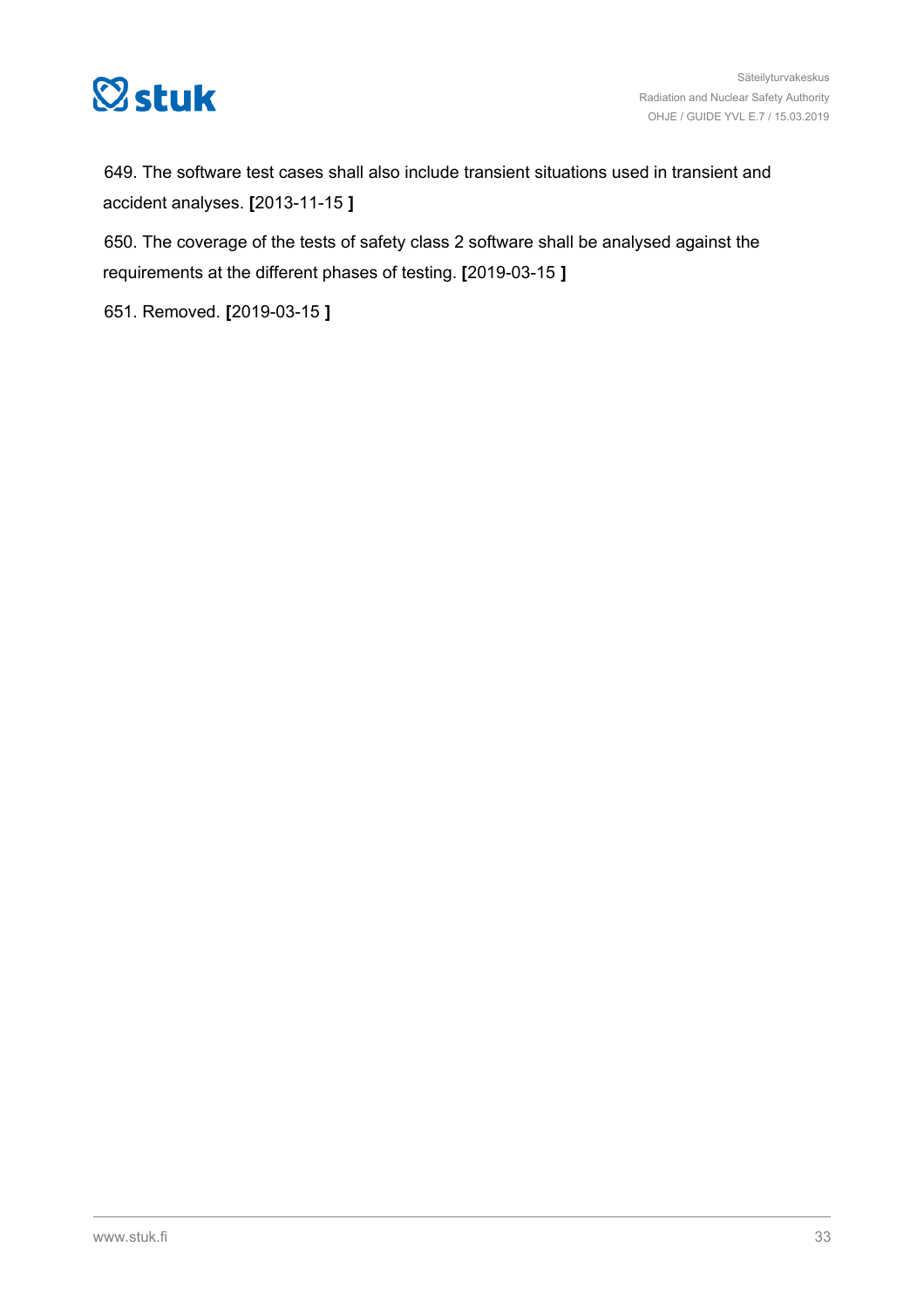649. The software test cases shall also include transient situations used in transient and accident analyses. **[**2013-11-15 **]**

650. The coverage of the tests of safety class 2 software shall be analysed against the requirements at the different phases of testing. **[**2019-03-15 **]**

651. Removed. **[**2019-03-15 **]**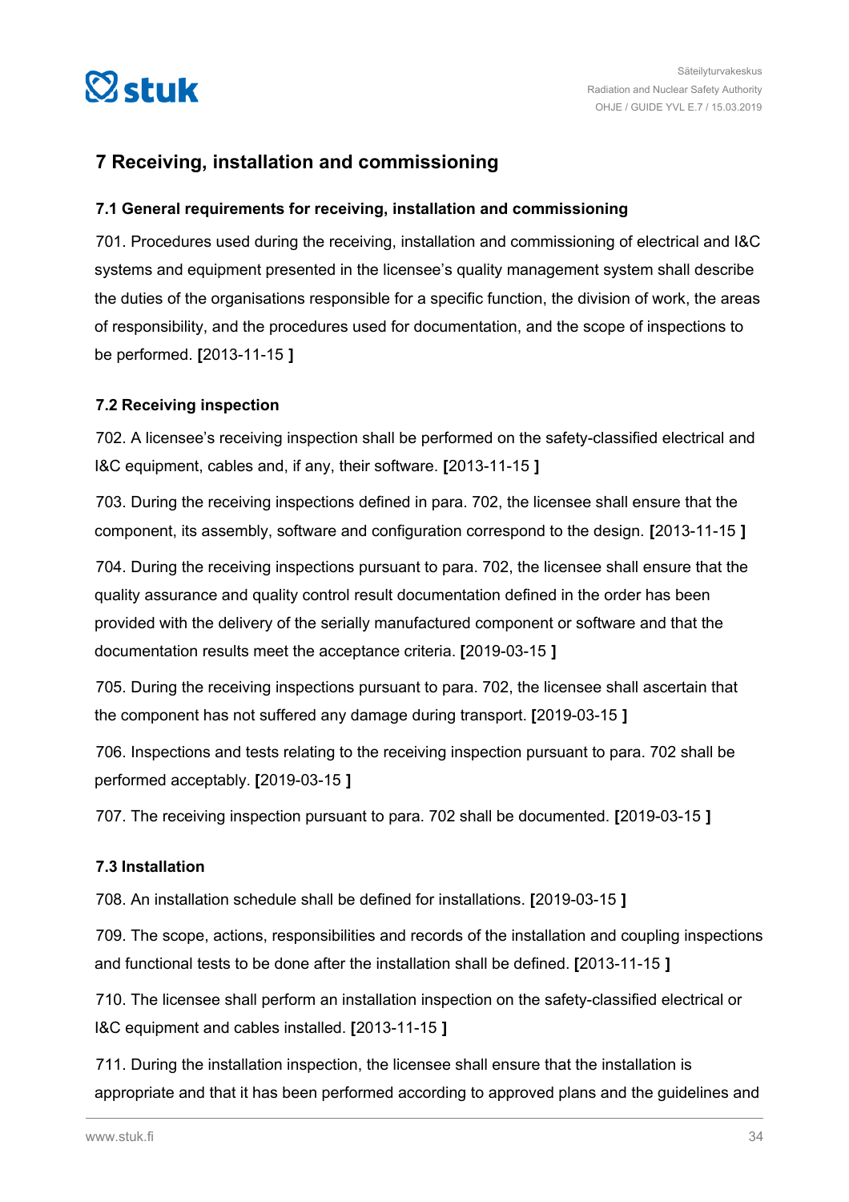# 7 Receiving, installation and commissioning

## 7.1 General requirements for receiving, installation and commissioning

701. Procedures used during the receiving, installation and commissioning of electrical and I&C systems and equipment presented in the licensee's quality management system shall describe the duties of the organisations responsible for a specific function, the division of work, the areas of responsibility, and the procedures used for documentation, and the scope of inspections to be performed. **[**2013-11-15 **]**

## 7.2 Receiving inspection

702. A licensee's receiving inspection shall be performed on the safety-classified electrical and I&C equipment, cables and, if any, their software. **[**2013-11-15 **]**

703. During the receiving inspections defined in para. 702, the licensee shall ensure that the component, its assembly, software and configuration correspond to the design. **[**2013-11-15 **]**

704. During the receiving inspections pursuant to para. 702, the licensee shall ensure that the quality assurance and quality control result documentation defined in the order has been provided with the delivery of the serially manufactured component or software and that the documentation results meet the acceptance criteria. **[**2019-03-15 **]**

705. During the receiving inspections pursuant to para. 702, the licensee shall ascertain that the component has not suffered any damage during transport. **[**2019-03-15 **]**

706. Inspections and tests relating to the receiving inspection pursuant to para. 702 shall be performed acceptably. **[**2019-03-15 **]**

707. The receiving inspection pursuant to para. 702 shall be documented. **[**2019-03-15 **]**

## 7.3 Installation

708. An installation schedule shall be defined for installations. **[**2019-03-15 **]**

709. The scope, actions, responsibilities and records of the installation and coupling inspections and functional tests to be done after the installation shall be defined. **[**2013-11-15 **]**

710. The licensee shall perform an installation inspection on the safety-classified electrical or I&C equipment and cables installed. **[**2013-11-15 **]**

711. During the installation inspection, the licensee shall ensure that the installation is appropriate and that it has been performed according to approved plans and the guidelines and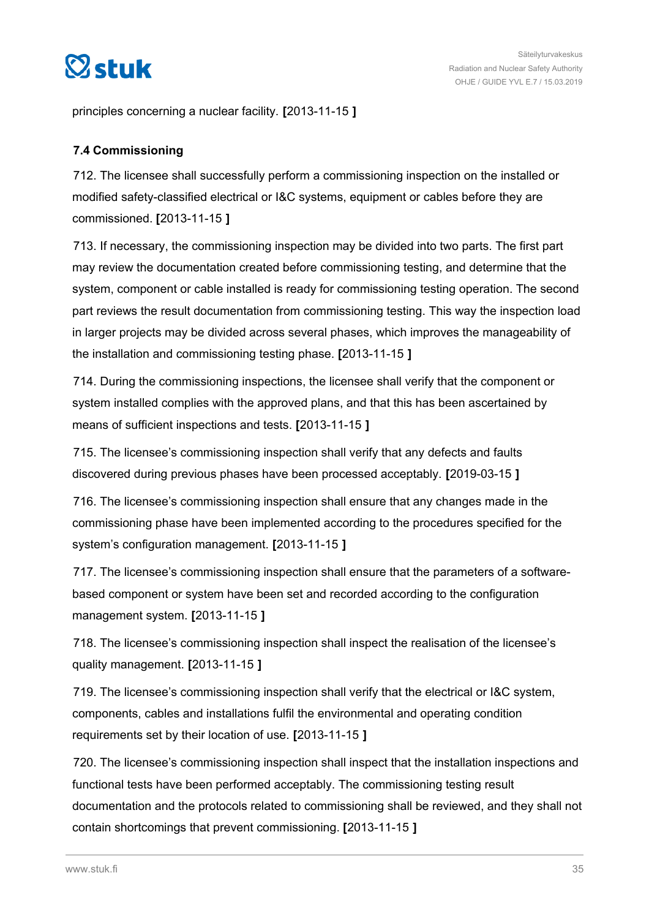principles concerning a nuclear facility. **[**2013-11-15 **]**

### 7.4 Commissioning

712. The licensee shall successfully perform a commissioning inspection on the installed or modified safety-classified electrical or I&C systems, equipment or cables before they are commissioned. **[**2013-11-15 **]**

713. If necessary, the commissioning inspection may be divided into two parts. The first part may review the documentation created before commissioning testing, and determine that the system, component or cable installed is ready for commissioning testing operation. The second part reviews the result documentation from commissioning testing. This way the inspection load in larger projects may be divided across several phases, which improves the manageability of the installation and commissioning testing phase. **[**2013-11-15 **]**

714. During the commissioning inspections, the licensee shall verify that the component or system installed complies with the approved plans, and that this has been ascertained by means of sufficient inspections and tests. **[**2013-11-15 **]**

715. The licensee's commissioning inspection shall verify that any defects and faults discovered during previous phases have been processed acceptably. **[**2019-03-15 **]**

716. The licensee's commissioning inspection shall ensure that any changes made in the commissioning phase have been implemented according to the procedures specified for the system's configuration management. **[**2013-11-15 **]**

717. The licensee's commissioning inspection shall ensure that the parameters of a software-based component or system have been set and recorded according to the configuration management system. **[**2013-11-15 **]**

718. The licensee's commissioning inspection shall inspect the realisation of the licensee's quality management. **[**2013-11-15 **]**

719. The licensee's commissioning inspection shall verify that the electrical or I&C system, components, cables and installations fulfil the environmental and operating condition requirements set by their location of use. **[**2013-11-15 **]**

720. The licensee's commissioning inspection shall inspect that the installation inspections and functional tests have been performed acceptably. The commissioning testing result documentation and the protocols related to commissioning shall be reviewed, and they shall not contain shortcomings that prevent commissioning. **[**2013-11-15 **]**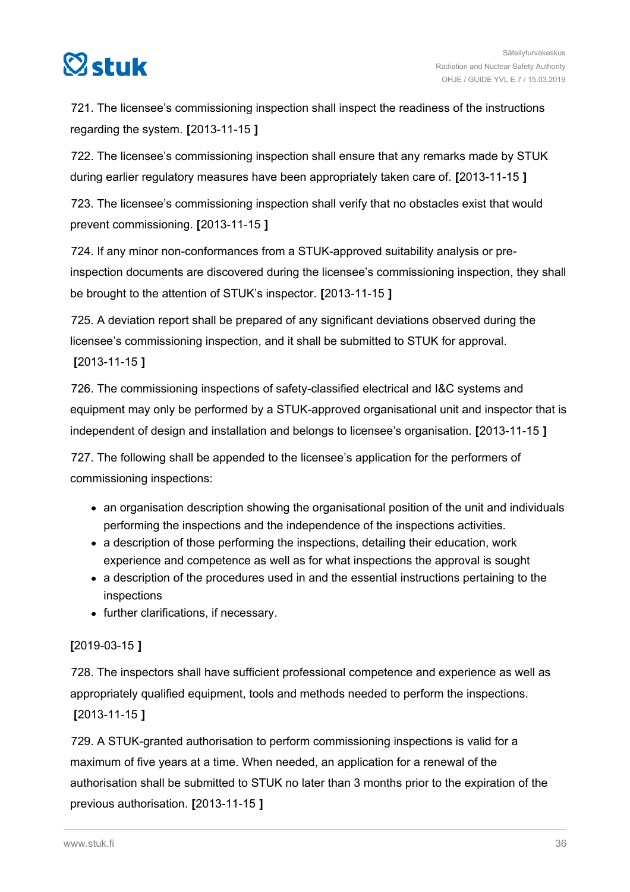721. The licensee’s commissioning inspection shall inspect the readiness of the instructions regarding the system. **[**2013-11-15 **]**

722. The licensee’s commissioning inspection shall ensure that any remarks made by STUK during earlier regulatory measures have been appropriately taken care of. **[**2013-11-15 **]**

723. The licensee’s commissioning inspection shall verify that no obstacles exist that would prevent commissioning. **[**2013-11-15 **]**

724. If any minor non-conformances from a STUK-approved suitability analysis or pre-inspection documents are discovered during the licensee’s commissioning inspection, they shall be brought to the attention of STUK’s inspector. **[**2013-11-15 **]**

725. A deviation report shall be prepared of any significant deviations observed during the licensee’s commissioning inspection, and it shall be submitted to STUK for approval. **[**2013-11-15 **]**

726. The commissioning inspections of safety-classified electrical and I&C systems and equipment may only be performed by a STUK-approved organisational unit and inspector that is independent of design and installation and belongs to licensee’s organisation. **[**2013-11-15 **]**

727. The following shall be appended to the licensee’s application for the performers of commissioning inspections:

- an organisation description showing the organisational position of the unit and individuals performing the inspections and the independence of the inspections activities.
- a description of those performing the inspections, detailing their education, work experience and competence as well as for what inspections the approval is sought
- a description of the procedures used in and the essential instructions pertaining to the inspections
- further clarifications, if necessary.

**[**2019-03-15 **]**

728. The inspectors shall have sufficient professional competence and experience as well as appropriately qualified equipment, tools and methods needed to perform the inspections. **[**2013-11-15 **]**

729. A STUK-granted authorisation to perform commissioning inspections is valid for a maximum of five years at a time. When needed, an application for a renewal of the authorisation shall be submitted to STUK no later than 3 months prior to the expiration of the previous authorisation. **[**2013-11-15 **]**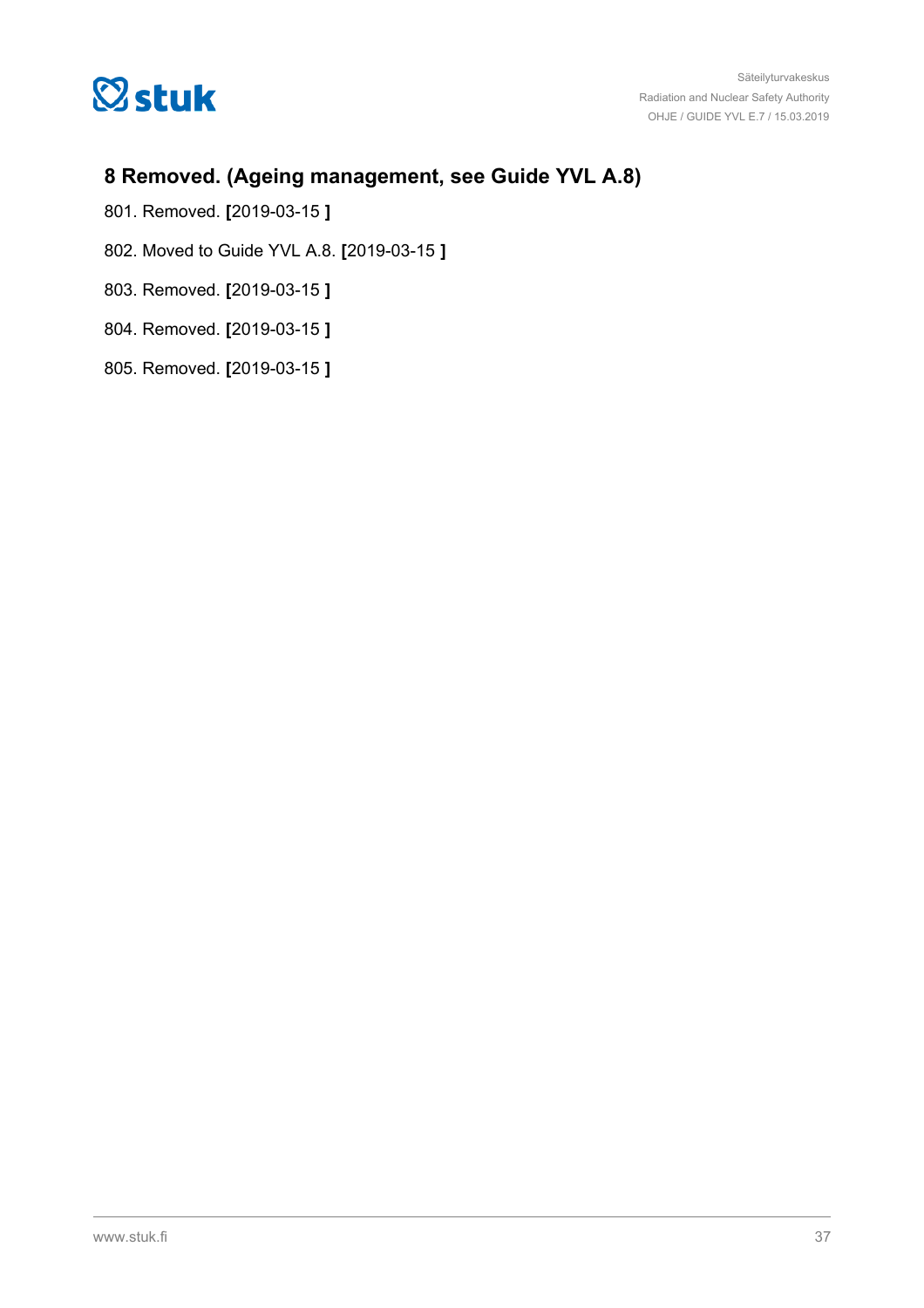## 8 Removed. (Ageing management, see Guide YVL A.8)

801. Removed. **[**2019-03-15 **]**

802. Moved to Guide YVL A.8. **[**2019-03-15 **]**

803. Removed. **[**2019-03-15 **]**

804. Removed. **[**2019-03-15 **]**

805. Removed. **[**2019-03-15 **]**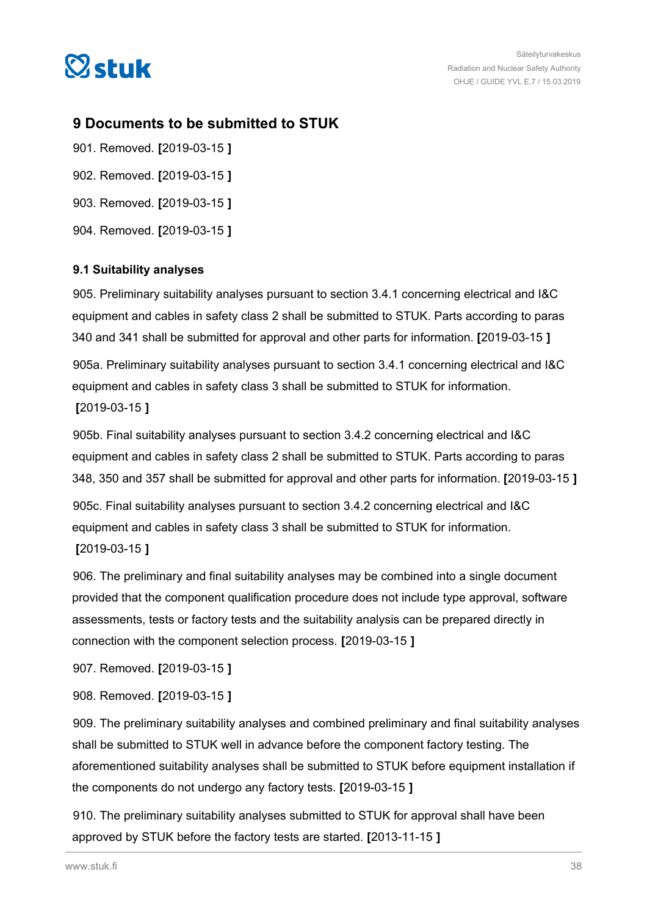## 9 Documents to be submitted to STUK

901. Removed. [2019-03-15 ]

902. Removed. [2019-03-15 ]

903. Removed. [2019-03-15 ]

904. Removed. [2019-03-15 ]

### 9.1 Suitability analyses

905. Preliminary suitability analyses pursuant to section 3.4.1 concerning electrical and I&C equipment and cables in safety class 2 shall be submitted to STUK. Parts according to paras 340 and 341 shall be submitted for approval and other parts for information. [2019-03-15 ]

905a. Preliminary suitability analyses pursuant to section 3.4.1 concerning electrical and I&C equipment and cables in safety class 3 shall be submitted to STUK for information. [2019-03-15 ]

905b. Final suitability analyses pursuant to section 3.4.2 concerning electrical and I&C equipment and cables in safety class 2 shall be submitted to STUK. Parts according to paras 348, 350 and 357 shall be submitted for approval and other parts for information. [2019-03-15 ]

905c. Final suitability analyses pursuant to section 3.4.2 concerning electrical and I&C equipment and cables in safety class 3 shall be submitted to STUK for information. [2019-03-15 ]

906. The preliminary and final suitability analyses may be combined into a single document provided that the component qualification procedure does not include type approval, software assessments, tests or factory tests and the suitability analysis can be prepared directly in connection with the component selection process. [2019-03-15 ]

907. Removed. [2019-03-15 ]

908. Removed. [2019-03-15 ]

909. The preliminary suitability analyses and combined preliminary and final suitability analyses shall be submitted to STUK well in advance before the component factory testing. The aforementioned suitability analyses shall be submitted to STUK before equipment installation if the components do not undergo any factory tests. [2019-03-15 ]

910. The preliminary suitability analyses submitted to STUK for approval shall have been approved by STUK before the factory tests are started. [2013-11-15 ]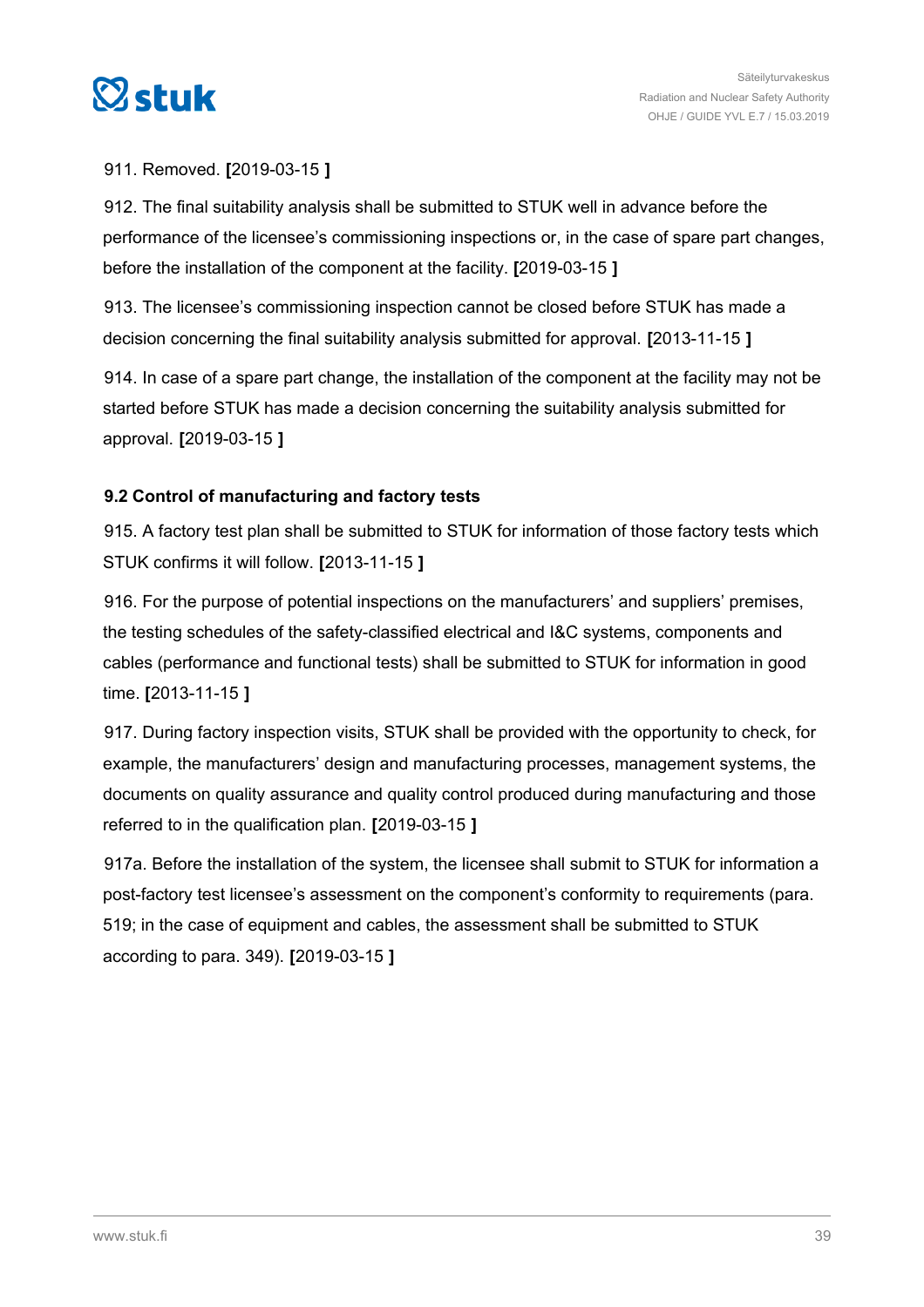911. Removed. **[**2019-03-15 **]**

912. The final suitability analysis shall be submitted to STUK well in advance before the performance of the licensee's commissioning inspections or, in the case of spare part changes, before the installation of the component at the facility. **[**2019-03-15 **]**

913. The licensee's commissioning inspection cannot be closed before STUK has made a decision concerning the final suitability analysis submitted for approval. **[**2013-11-15 **]**

914. In case of a spare part change, the installation of the component at the facility may not be started before STUK has made a decision concerning the suitability analysis submitted for approval. **[**2019-03-15 **]**

### 9.2 Control of manufacturing and factory tests

915. A factory test plan shall be submitted to STUK for information of those factory tests which STUK confirms it will follow. **[**2013-11-15 **]**

916. For the purpose of potential inspections on the manufacturers' and suppliers' premises, the testing schedules of the safety-classified electrical and I&C systems, components and cables (performance and functional tests) shall be submitted to STUK for information in good time. **[**2013-11-15 **]**

917. During factory inspection visits, STUK shall be provided with the opportunity to check, for example, the manufacturers' design and manufacturing processes, management systems, the documents on quality assurance and quality control produced during manufacturing and those referred to in the qualification plan. **[**2019-03-15 **]**

917a. Before the installation of the system, the licensee shall submit to STUK for information a post-factory test licensee's assessment on the component's conformity to requirements (para. 519; in the case of equipment and cables, the assessment shall be submitted to STUK according to para. 349). **[**2019-03-15 **]**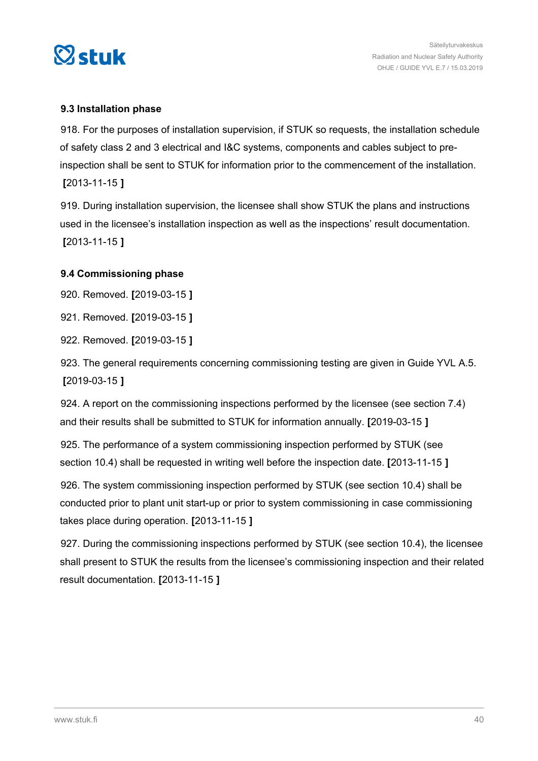### 9.3 Installation phase

918. For the purposes of installation supervision, if STUK so requests, the installation schedule of safety class 2 and 3 electrical and I&C systems, components and cables subject to pre-inspection shall be sent to STUK for information prior to the commencement of the installation. **[**2013-11-15 **]**

919. During installation supervision, the licensee shall show STUK the plans and instructions used in the licensee's installation inspection as well as the inspections' result documentation. **[**2013-11-15 **]**

### 9.4 Commissioning phase

920. Removed. **[**2019-03-15 **]**

921. Removed. **[**2019-03-15 **]**

922. Removed. **[**2019-03-15 **]**

923. The general requirements concerning commissioning testing are given in Guide YVL A.5. **[**2019-03-15 **]**

924. A report on the commissioning inspections performed by the licensee (see section 7.4) and their results shall be submitted to STUK for information annually. **[**2019-03-15 **]**

925. The performance of a system commissioning inspection performed by STUK (see section 10.4) shall be requested in writing well before the inspection date. **[**2013-11-15 **]**

926. The system commissioning inspection performed by STUK (see section 10.4) shall be conducted prior to plant unit start-up or prior to system commissioning in case commissioning takes place during operation. **[**2013-11-15 **]**

927. During the commissioning inspections performed by STUK (see section 10.4), the licensee shall present to STUK the results from the licensee's commissioning inspection and their related result documentation. **[**2013-11-15 **]**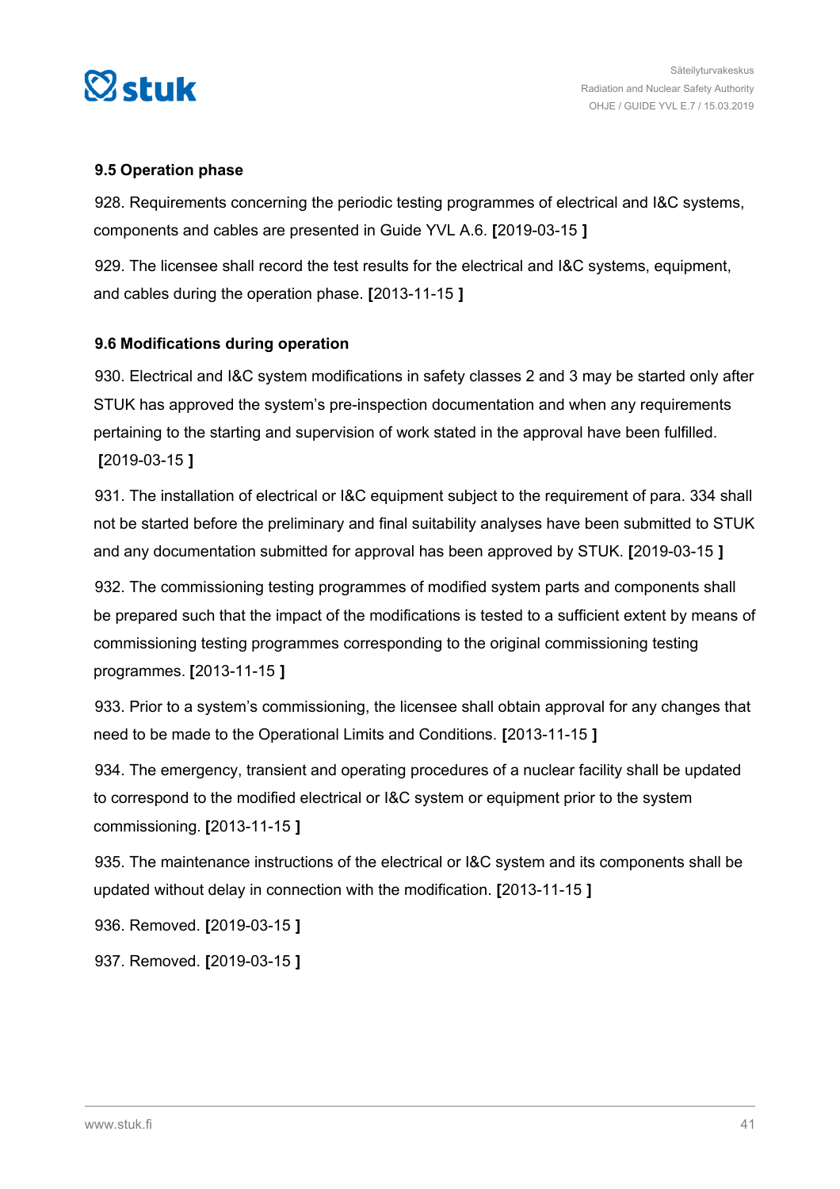### 9.5 Operation phase

928. Requirements concerning the periodic testing programmes of electrical and I&C systems, components and cables are presented in Guide YVL A.6. **[**2019-03-15 **]**

929. The licensee shall record the test results for the electrical and I&C systems, equipment, and cables during the operation phase. **[**2013-11-15 **]**

### 9.6 Modifications during operation

930. Electrical and I&C system modifications in safety classes 2 and 3 may be started only after STUK has approved the system's pre-inspection documentation and when any requirements pertaining to the starting and supervision of work stated in the approval have been fulfilled. **[**2019-03-15 **]**

931. The installation of electrical or I&C equipment subject to the requirement of para. 334 shall not be started before the preliminary and final suitability analyses have been submitted to STUK and any documentation submitted for approval has been approved by STUK. **[**2019-03-15 **]**

932. The commissioning testing programmes of modified system parts and components shall be prepared such that the impact of the modifications is tested to a sufficient extent by means of commissioning testing programmes corresponding to the original commissioning testing programmes. **[**2013-11-15 **]**

933. Prior to a system's commissioning, the licensee shall obtain approval for any changes that need to be made to the Operational Limits and Conditions. **[**2013-11-15 **]**

934. The emergency, transient and operating procedures of a nuclear facility shall be updated to correspond to the modified electrical or I&C system or equipment prior to the system commissioning. **[**2013-11-15 **]**

935. The maintenance instructions of the electrical or I&C system and its components shall be updated without delay in connection with the modification. **[**2013-11-15 **]**

936. Removed. **[**2019-03-15 **]**

937. Removed. **[**2019-03-15 **]**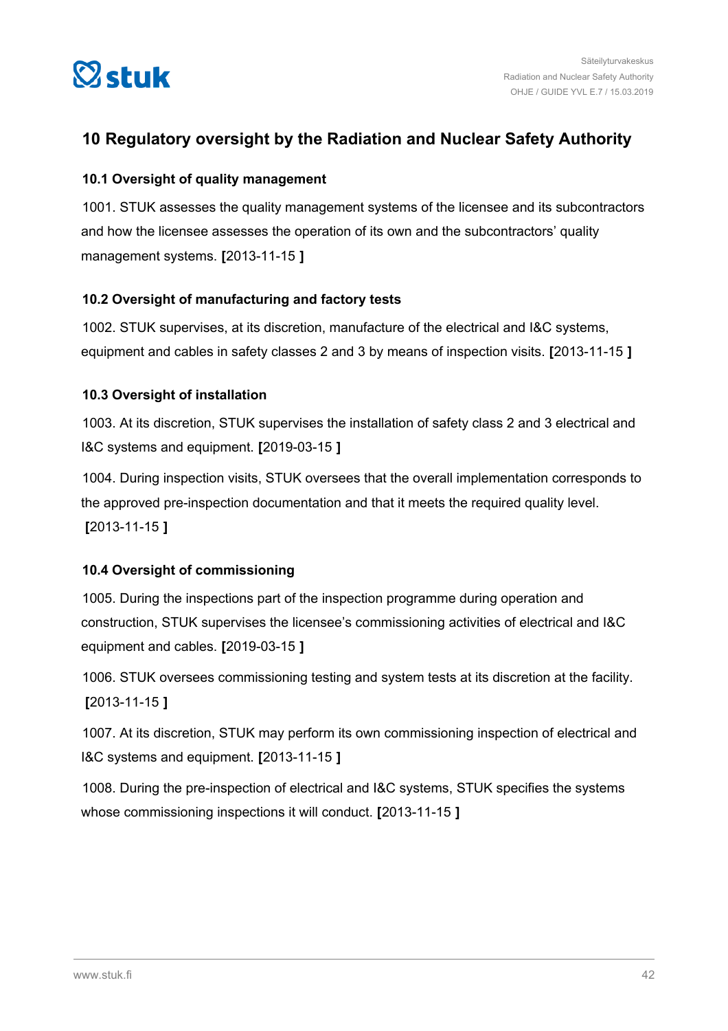# 10 Regulatory oversight by the Radiation and Nuclear Safety Authority

## 10.1 Oversight of quality management

1001. STUK assesses the quality management systems of the licensee and its subcontractors and how the licensee assesses the operation of its own and the subcontractors' quality management systems. **[**2013-11-15 **]**

## 10.2 Oversight of manufacturing and factory tests

1002. STUK supervises, at its discretion, manufacture of the electrical and I&C systems, equipment and cables in safety classes 2 and 3 by means of inspection visits. **[**2013-11-15 **]**

## 10.3 Oversight of installation

1003. At its discretion, STUK supervises the installation of safety class 2 and 3 electrical and I&C systems and equipment. **[**2019-03-15 **]**

1004. During inspection visits, STUK oversees that the overall implementation corresponds to the approved pre-inspection documentation and that it meets the required quality level. **[**2013-11-15 **]**

## 10.4 Oversight of commissioning

1005. During the inspections part of the inspection programme during operation and construction, STUK supervises the licensee's commissioning activities of electrical and I&C equipment and cables. **[**2019-03-15 **]**

1006. STUK oversees commissioning testing and system tests at its discretion at the facility. **[**2013-11-15 **]**

1007. At its discretion, STUK may perform its own commissioning inspection of electrical and I&C systems and equipment. **[**2013-11-15 **]**

1008. During the pre-inspection of electrical and I&C systems, STUK specifies the systems whose commissioning inspections it will conduct. **[**2013-11-15 **]**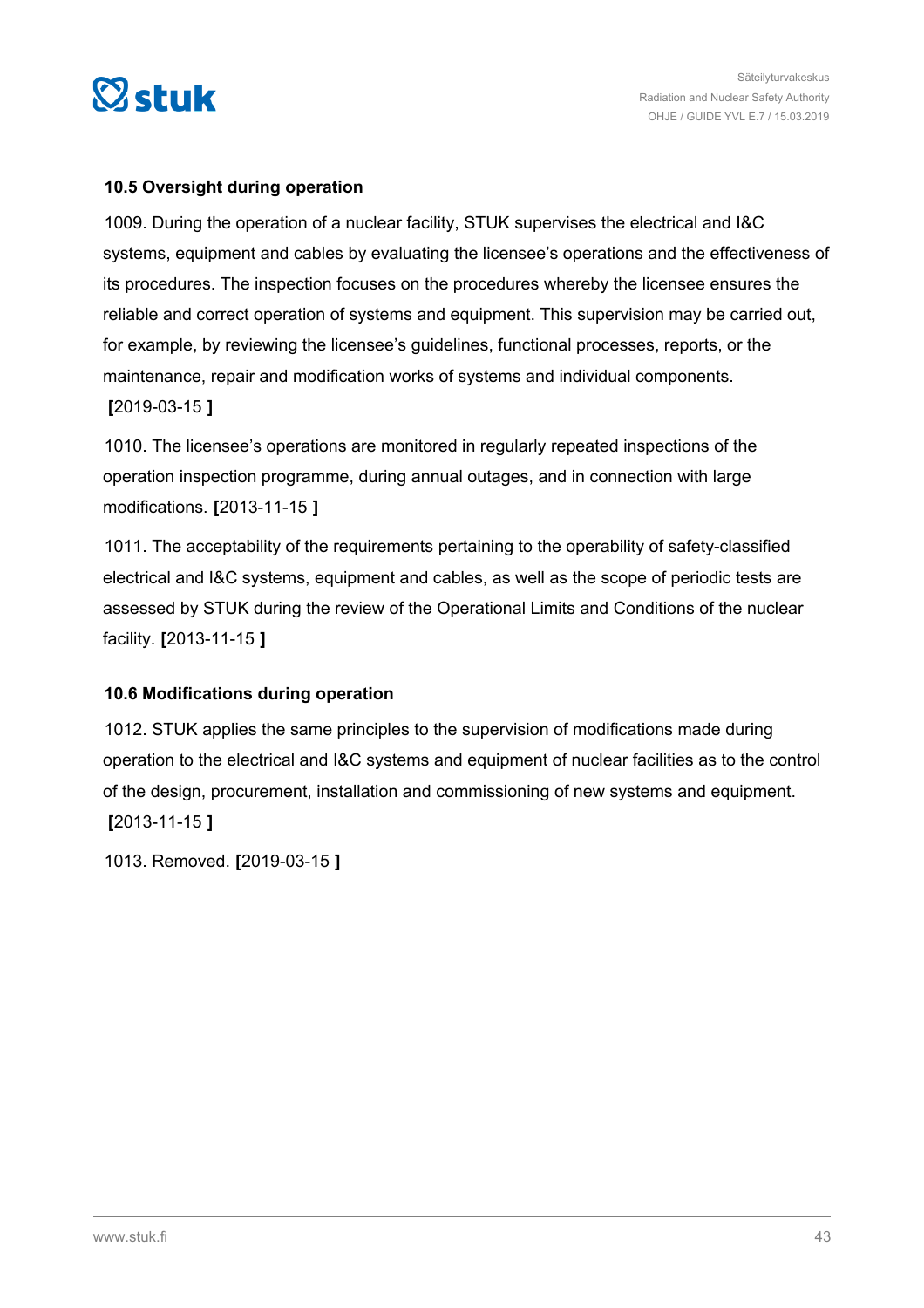### 10.5 Oversight during operation

1009. During the operation of a nuclear facility, STUK supervises the electrical and I&C systems, equipment and cables by evaluating the licensee's operations and the effectiveness of its procedures. The inspection focuses on the procedures whereby the licensee ensures the reliable and correct operation of systems and equipment. This supervision may be carried out, for example, by reviewing the licensee's guidelines, functional processes, reports, or the maintenance, repair and modification works of systems and individual components. **[**2019-03-15 **]**

1010. The licensee's operations are monitored in regularly repeated inspections of the operation inspection programme, during annual outages, and in connection with large modifications. **[**2013-11-15 **]**

1011. The acceptability of the requirements pertaining to the operability of safety-classified electrical and I&C systems, equipment and cables, as well as the scope of periodic tests are assessed by STUK during the review of the Operational Limits and Conditions of the nuclear facility. **[**2013-11-15 **]**

### 10.6 Modifications during operation

1012. STUK applies the same principles to the supervision of modifications made during operation to the electrical and I&C systems and equipment of nuclear facilities as to the control of the design, procurement, installation and commissioning of new systems and equipment. **[**2013-11-15 **]**

1013. Removed. **[**2019-03-15 **]**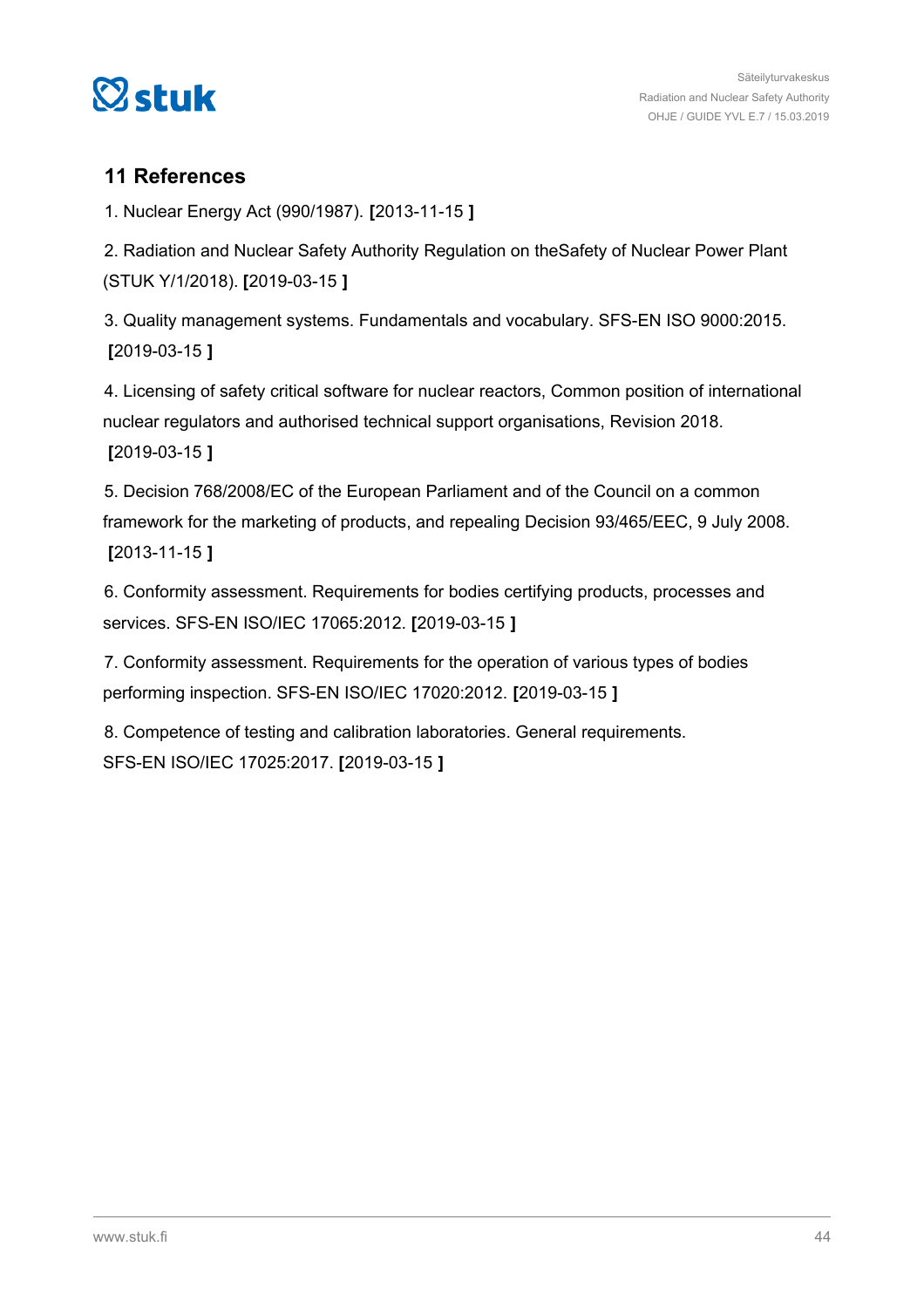## 11 References

1. Nuclear Energy Act (990/1987). **[**2013-11-15 **]**

2. Radiation and Nuclear Safety Authority Regulation on theSafety of Nuclear Power Plant (STUK Y/1/2018). **[**2019-03-15 **]**

3. Quality management systems. Fundamentals and vocabulary. SFS-EN ISO 9000:2015. **[**2019-03-15 **]**

4. Licensing of safety critical software for nuclear reactors, Common position of international nuclear regulators and authorised technical support organisations, Revision 2018. **[**2019-03-15 **]**

5. Decision 768/2008/EC of the European Parliament and of the Council on a common framework for the marketing of products, and repealing Decision 93/465/EEC, 9 July 2008. **[**2013-11-15 **]**

6. Conformity assessment. Requirements for bodies certifying products, processes and services. SFS-EN ISO/IEC 17065:2012. **[**2019-03-15 **]**

7. Conformity assessment. Requirements for the operation of various types of bodies performing inspection. SFS-EN ISO/IEC 17020:2012. **[**2019-03-15 **]**

8. Competence of testing and calibration laboratories. General requirements. SFS-EN ISO/IEC 17025:2017. **[**2019-03-15 **]**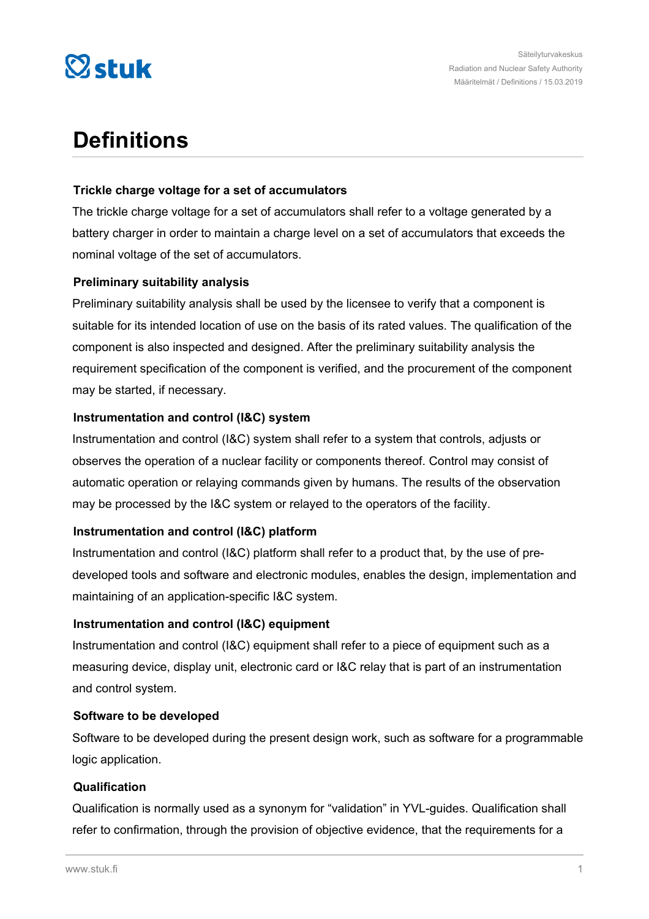# Definitions

### Trickle charge voltage for a set of accumulators

The trickle charge voltage for a set of accumulators shall refer to a voltage generated by a battery charger in order to maintain a charge level on a set of accumulators that exceeds the nominal voltage of the set of accumulators.

### Preliminary suitability analysis

Preliminary suitability analysis shall be used by the licensee to verify that a component is suitable for its intended location of use on the basis of its rated values. The qualification of the component is also inspected and designed. After the preliminary suitability analysis the requirement specification of the component is verified, and the procurement of the component may be started, if necessary.

### Instrumentation and control (I&C) system

Instrumentation and control (I&C) system shall refer to a system that controls, adjusts or observes the operation of a nuclear facility or components thereof. Control may consist of automatic operation or relaying commands given by humans. The results of the observation may be processed by the I&C system or relayed to the operators of the facility.

### Instrumentation and control (I&C) platform

Instrumentation and control (I&C) platform shall refer to a product that, by the use of pre-developed tools and software and electronic modules, enables the design, implementation and maintaining of an application-specific I&C system.

### Instrumentation and control (I&C) equipment

Instrumentation and control (I&C) equipment shall refer to a piece of equipment such as a measuring device, display unit, electronic card or I&C relay that is part of an instrumentation and control system.

### Software to be developed

Software to be developed during the present design work, such as software for a programmable logic application.

### Qualification

Qualification is normally used as a synonym for "validation" in YVL-guides. Qualification shall refer to confirmation, through the provision of objective evidence, that the requirements for a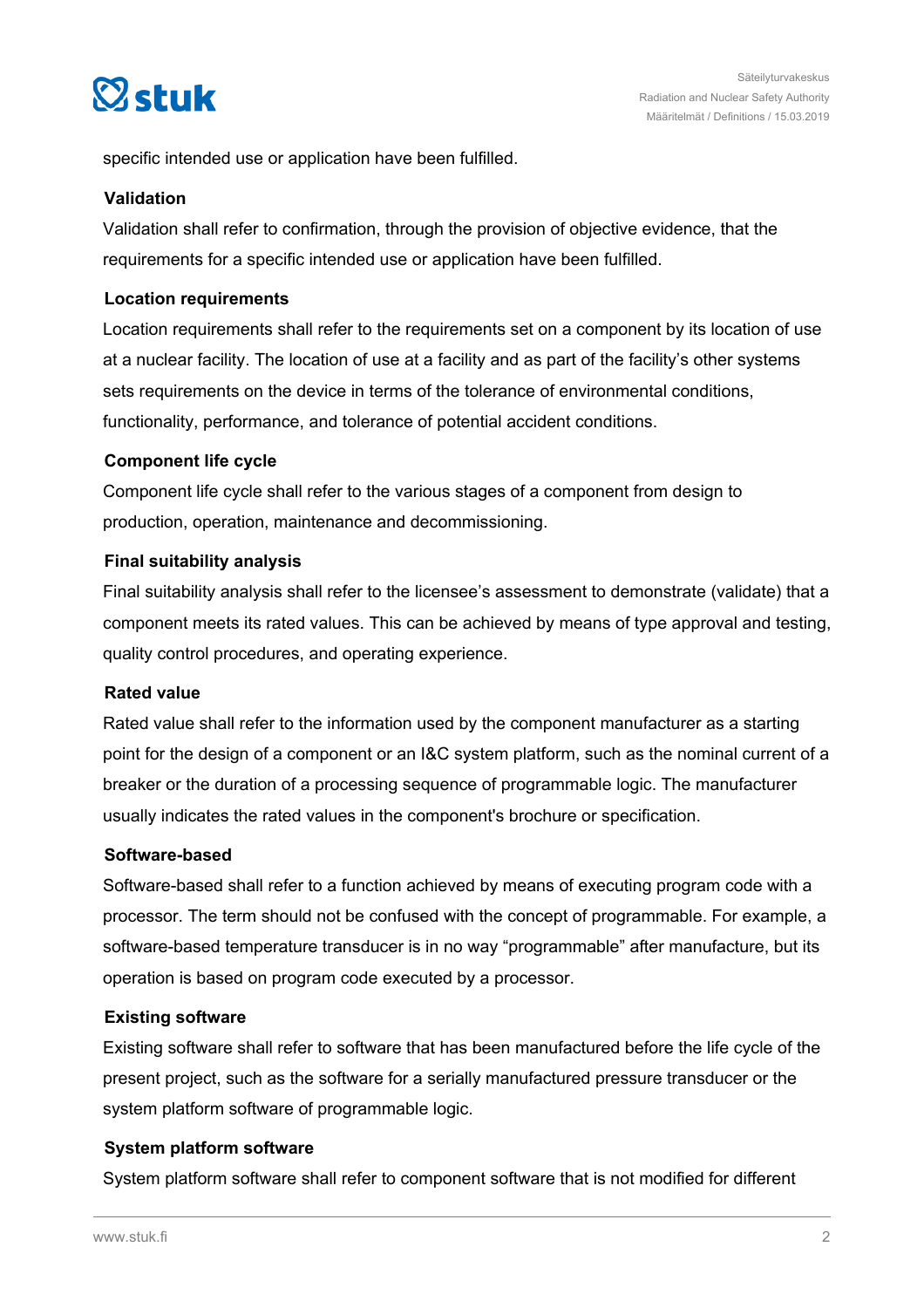specific intended use or application have been fulfilled.

**Validation**

Validation shall refer to confirmation, through the provision of objective evidence, that the requirements for a specific intended use or application have been fulfilled.

**Location requirements**

Location requirements shall refer to the requirements set on a component by its location of use at a nuclear facility. The location of use at a facility and as part of the facility's other systems sets requirements on the device in terms of the tolerance of environmental conditions, functionality, performance, and tolerance of potential accident conditions.

**Component life cycle**

Component life cycle shall refer to the various stages of a component from design to production, operation, maintenance and decommissioning.

**Final suitability analysis**

Final suitability analysis shall refer to the licensee's assessment to demonstrate (validate) that a component meets its rated values. This can be achieved by means of type approval and testing, quality control procedures, and operating experience.

**Rated value**

Rated value shall refer to the information used by the component manufacturer as a starting point for the design of a component or an I&C system platform, such as the nominal current of a breaker or the duration of a processing sequence of programmable logic. The manufacturer usually indicates the rated values in the component's brochure or specification.

**Software-based**

Software-based shall refer to a function achieved by means of executing program code with a processor. The term should not be confused with the concept of programmable. For example, a software-based temperature transducer is in no way "programmable" after manufacture, but its operation is based on program code executed by a processor.

**Existing software**

Existing software shall refer to software that has been manufactured before the life cycle of the present project, such as the software for a serially manufactured pressure transducer or the system platform software of programmable logic.

**System platform software**

System platform software shall refer to component software that is not modified for different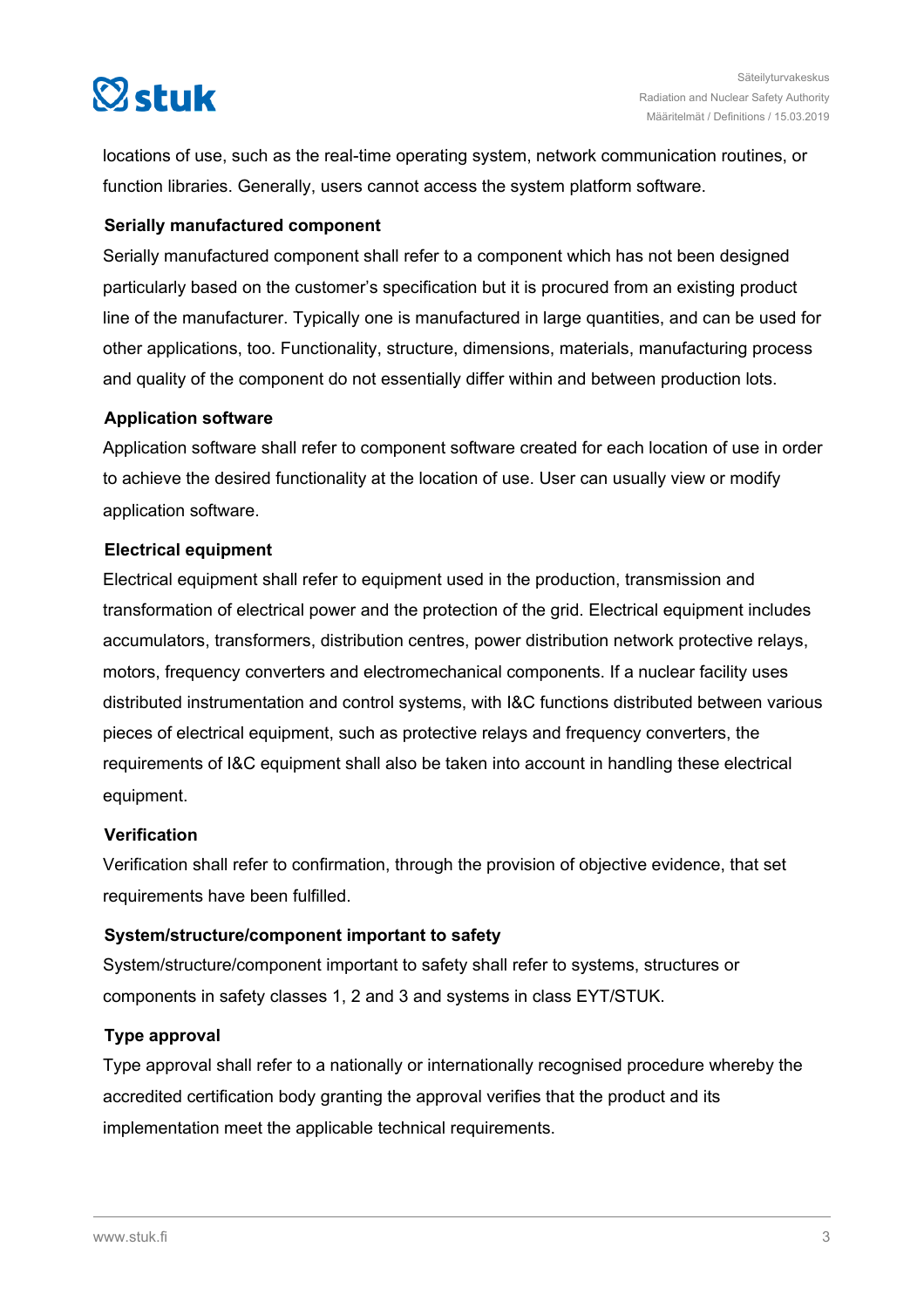locations of use, such as the real-time operating system, network communication routines, or function libraries. Generally, users cannot access the system platform software.

**Serially manufactured component**

Serially manufactured component shall refer to a component which has not been designed particularly based on the customer's specification but it is procured from an existing product line of the manufacturer. Typically one is manufactured in large quantities, and can be used for other applications, too. Functionality, structure, dimensions, materials, manufacturing process and quality of the component do not essentially differ within and between production lots.

**Application software**

Application software shall refer to component software created for each location of use in order to achieve the desired functionality at the location of use. User can usually view or modify application software.

**Electrical equipment**

Electrical equipment shall refer to equipment used in the production, transmission and transformation of electrical power and the protection of the grid. Electrical equipment includes accumulators, transformers, distribution centres, power distribution network protective relays, motors, frequency converters and electromechanical components. If a nuclear facility uses distributed instrumentation and control systems, with I&C functions distributed between various pieces of electrical equipment, such as protective relays and frequency converters, the requirements of I&C equipment shall also be taken into account in handling these electrical equipment.

**Verification**

Verification shall refer to confirmation, through the provision of objective evidence, that set requirements have been fulfilled.

**System/structure/component important to safety**

System/structure/component important to safety shall refer to systems, structures or components in safety classes 1, 2 and 3 and systems in class EYT/STUK.

**Type approval**

Type approval shall refer to a nationally or internationally recognised procedure whereby the accredited certification body granting the approval verifies that the product and its implementation meet the applicable technical requirements.